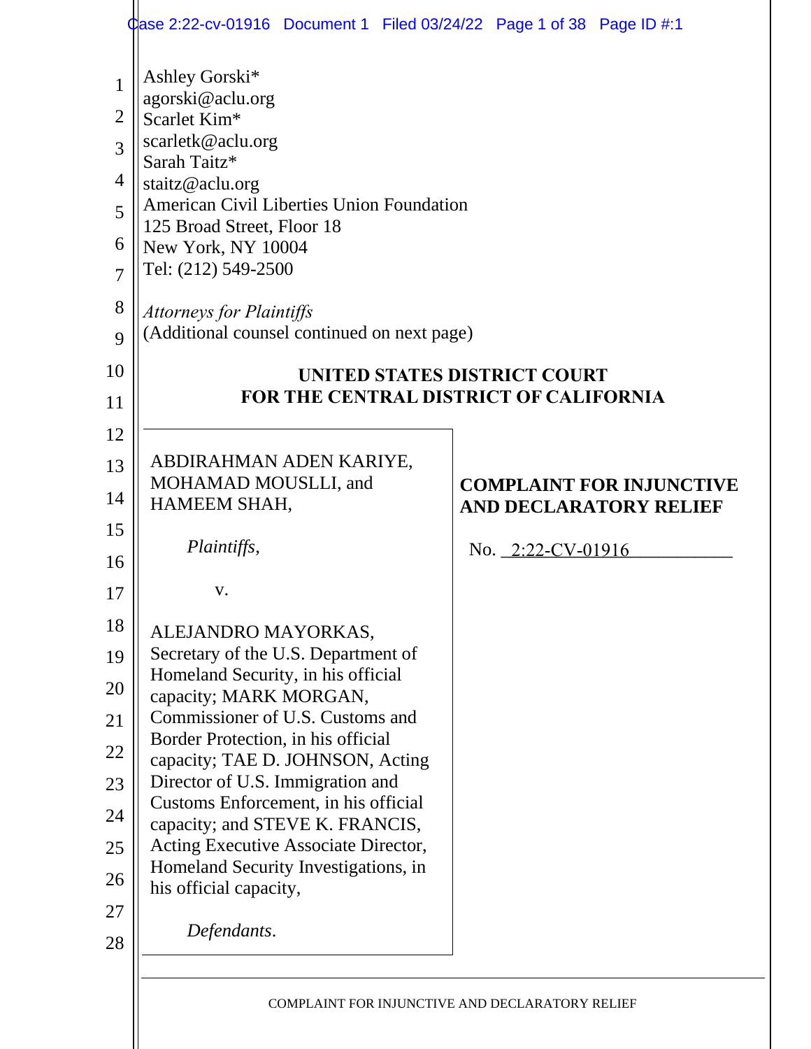Ashley Gorski*
agorski@aclu.org
Scarlet Kim*
scarletk@aclu.org
Sarah Taitz*
staitz@aclu.org
American Civil Liberties Union Foundation
125 Broad Street, Floor 18
New York, NY 10004
Tel: (212) 549-2500

*Attorneys for Plaintiffs*
(Additional counsel continued on next page)

**UNITED STATES DISTRICT COURT**
**FOR THE CENTRAL DISTRICT OF CALIFORNIA**

ABDIRAHMAN ADEN KARIYE, MOHAMAD MOUSLLI, and HAMEEM SHAH,

*Plaintiffs*,

v.

ALEJANDRO MAYORKAS, Secretary of the U.S. Department of Homeland Security, in his official capacity; MARK MORGAN, Commissioner of U.S. Customs and Border Protection, in his official capacity; TAE D. JOHNSON, Acting Director of U.S. Immigration and Customs Enforcement, in his official capacity; and STEVE K. FRANCIS, Acting Executive Associate Director, Homeland Security Investigations, in his official capacity,

*Defendants*.

**COMPLAINT FOR INJUNCTIVE AND DECLARATORY RELIEF**

No. 2:22-CV-01916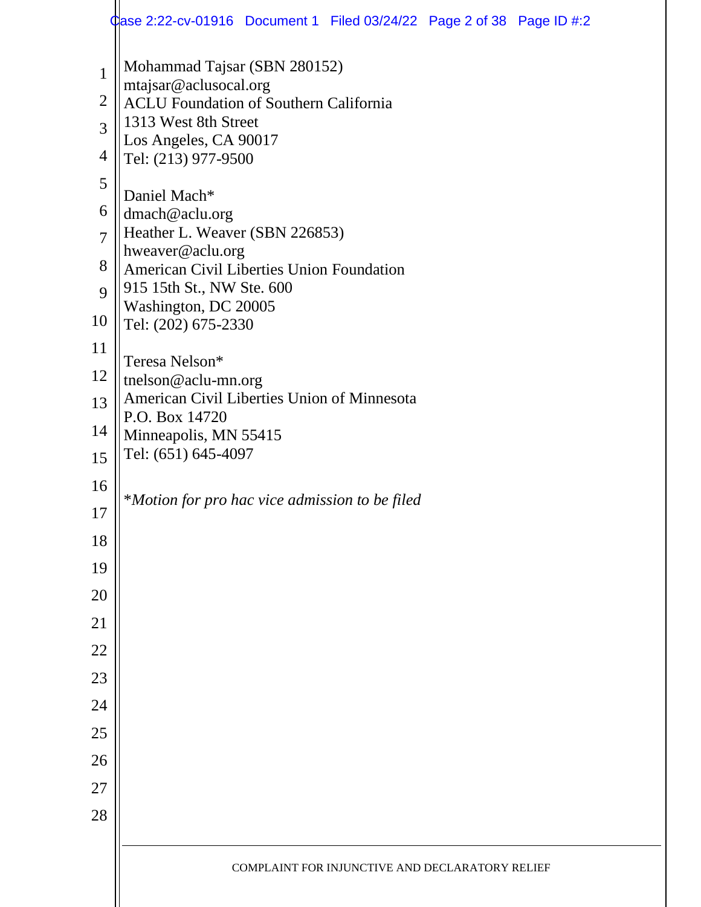Mohammad Tajsar (SBN 280152)
mtajsar@aclusocal.org
ACLU Foundation of Southern California
1313 West 8th Street
Los Angeles, CA 90017
Tel: (213) 977-9500

Daniel Mach*
dmach@aclu.org
Heather L. Weaver (SBN 226853)
hweaver@aclu.org
American Civil Liberties Union Foundation
915 15th St., NW Ste. 600
Washington, DC 20005
Tel: (202) 675-2330

Teresa Nelson*
tnelson@aclu-mn.org
American Civil Liberties Union of Minnesota
P.O. Box 14720
Minneapolis, MN 55415
Tel: (651) 645-4097

**Motion for pro hac vice admission to be filed*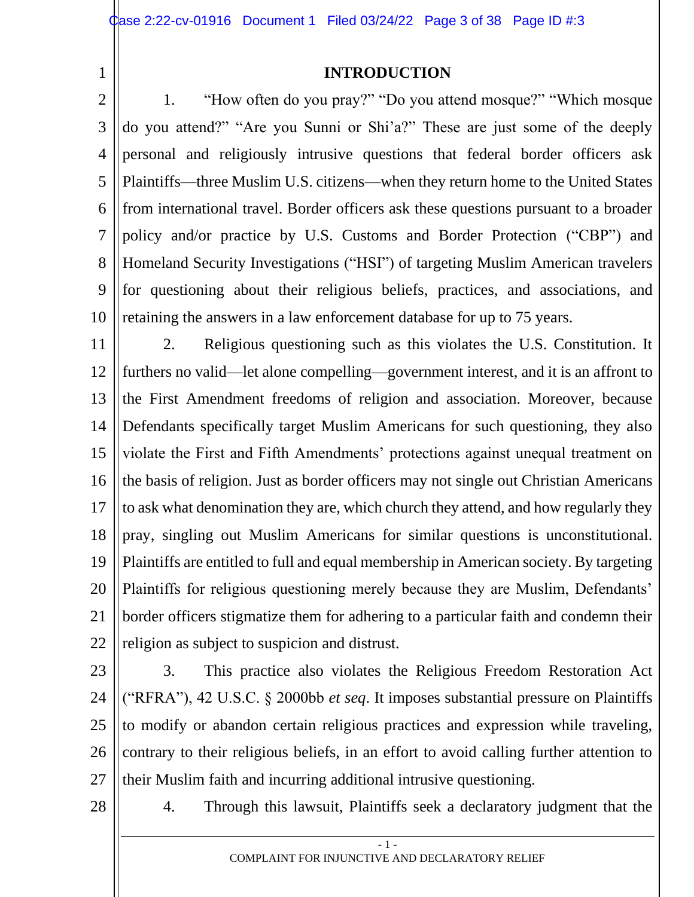## INTRODUCTION

1. "How often do you pray?" "Do you attend mosque?" "Which mosque do you attend?" "Are you Sunni or Shi'a?" These are just some of the deeply personal and religiously intrusive questions that federal border officers ask Plaintiffs—three Muslim U.S. citizens—when they return home to the United States from international travel. Border officers ask these questions pursuant to a broader policy and/or practice by U.S. Customs and Border Protection ("CBP") and Homeland Security Investigations ("HSI") of targeting Muslim American travelers for questioning about their religious beliefs, practices, and associations, and retaining the answers in a law enforcement database for up to 75 years.

2. Religious questioning such as this violates the U.S. Constitution. It furthers no valid—let alone compelling—government interest, and it is an affront to the First Amendment freedoms of religion and association. Moreover, because Defendants specifically target Muslim Americans for such questioning, they also violate the First and Fifth Amendments' protections against unequal treatment on the basis of religion. Just as border officers may not single out Christian Americans to ask what denomination they are, which church they attend, and how regularly they pray, singling out Muslim Americans for similar questions is unconstitutional. Plaintiffs are entitled to full and equal membership in American society. By targeting Plaintiffs for religious questioning merely because they are Muslim, Defendants' border officers stigmatize them for adhering to a particular faith and condemn their religion as subject to suspicion and distrust.

3. This practice also violates the Religious Freedom Restoration Act ("RFRA"), 42 U.S.C. § 2000bb *et seq*. It imposes substantial pressure on Plaintiffs to modify or abandon certain religious practices and expression while traveling, contrary to their religious beliefs, in an effort to avoid calling further attention to their Muslim faith and incurring additional intrusive questioning.

4. Through this lawsuit, Plaintiffs seek a declaratory judgment that the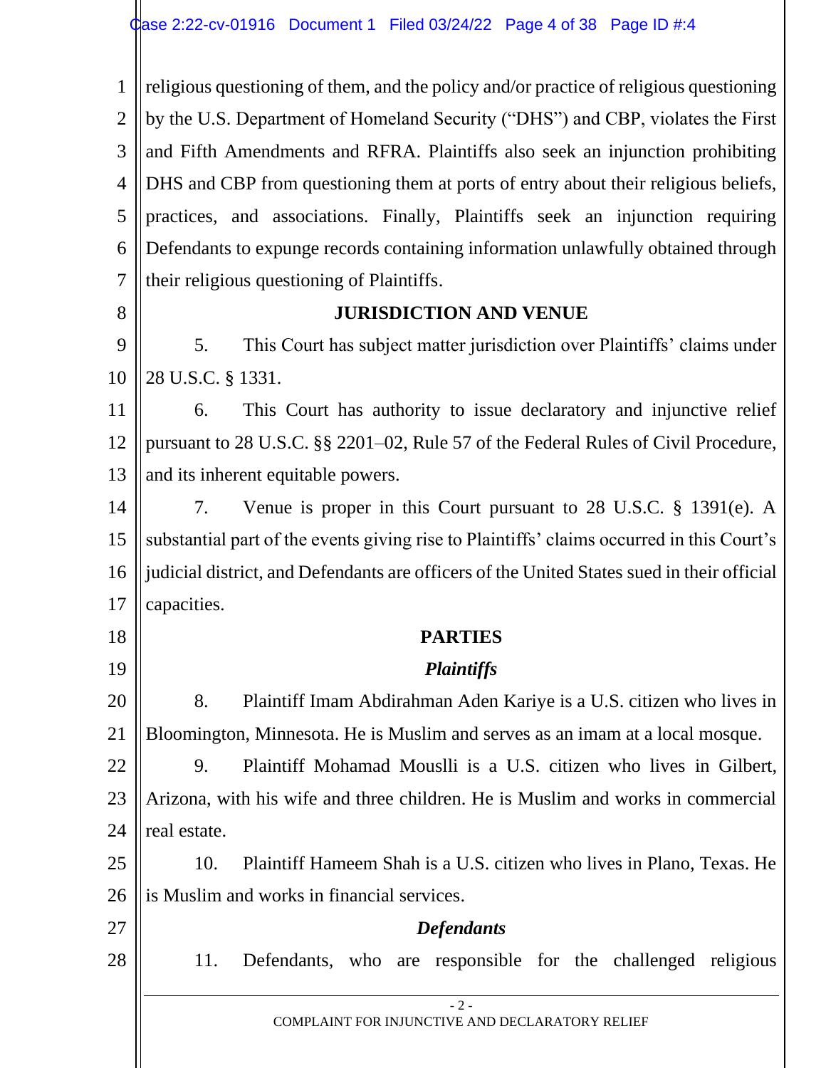religious questioning of them, and the policy and/or practice of religious questioning by the U.S. Department of Homeland Security ("DHS") and CBP, violates the First and Fifth Amendments and RFRA. Plaintiffs also seek an injunction prohibiting DHS and CBP from questioning them at ports of entry about their religious beliefs, practices, and associations. Finally, Plaintiffs seek an injunction requiring Defendants to expunge records containing information unlawfully obtained through their religious questioning of Plaintiffs.

## JURISDICTION AND VENUE

5. This Court has subject matter jurisdiction over Plaintiffs' claims under 28 U.S.C. § 1331.

6. This Court has authority to issue declaratory and injunctive relief pursuant to 28 U.S.C. §§ 2201–02, Rule 57 of the Federal Rules of Civil Procedure, and its inherent equitable powers.

7. Venue is proper in this Court pursuant to 28 U.S.C. § 1391(e). A substantial part of the events giving rise to Plaintiffs' claims occurred in this Court's judicial district, and Defendants are officers of the United States sued in their official capacities.

## PARTIES

### *Plaintiffs*

8. Plaintiff Imam Abdirahman Aden Kariye is a U.S. citizen who lives in Bloomington, Minnesota. He is Muslim and serves as an imam at a local mosque.

9. Plaintiff Mohamad Mouslli is a U.S. citizen who lives in Gilbert, Arizona, with his wife and three children. He is Muslim and works in commercial real estate.

10. Plaintiff Hameem Shah is a U.S. citizen who lives in Plano, Texas. He is Muslim and works in financial services.

### *Defendants*

11. Defendants, who are responsible for the challenged religious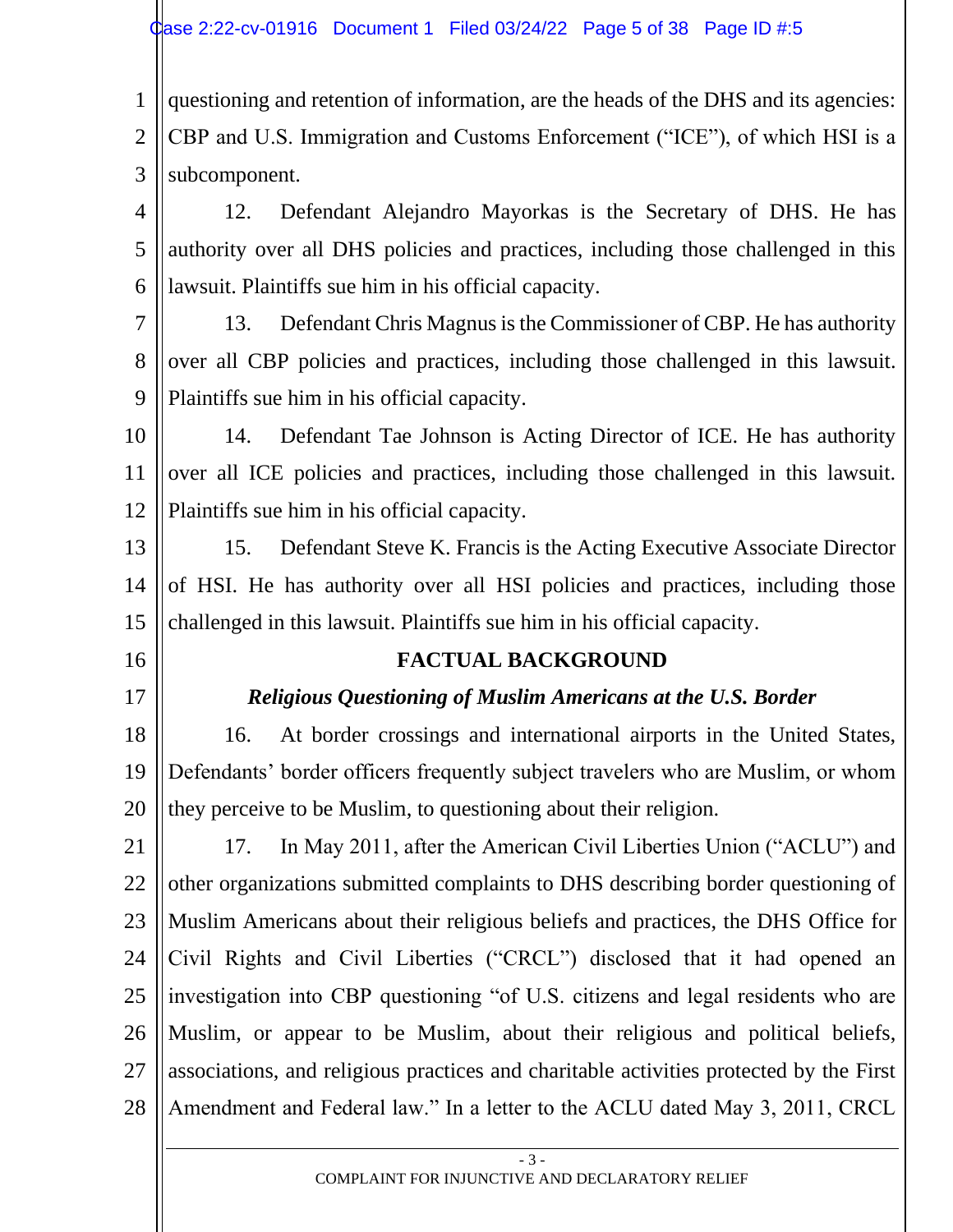questioning and retention of information, are the heads of the DHS and its agencies: CBP and U.S. Immigration and Customs Enforcement ("ICE"), of which HSI is a subcomponent.

12. Defendant Alejandro Mayorkas is the Secretary of DHS. He has authority over all DHS policies and practices, including those challenged in this lawsuit. Plaintiffs sue him in his official capacity.

13. Defendant Chris Magnus is the Commissioner of CBP. He has authority over all CBP policies and practices, including those challenged in this lawsuit. Plaintiffs sue him in his official capacity.

14. Defendant Tae Johnson is Acting Director of ICE. He has authority over all ICE policies and practices, including those challenged in this lawsuit. Plaintiffs sue him in his official capacity.

15. Defendant Steve K. Francis is the Acting Executive Associate Director of HSI. He has authority over all HSI policies and practices, including those challenged in this lawsuit. Plaintiffs sue him in his official capacity.

## FACTUAL BACKGROUND

### *Religious Questioning of Muslim Americans at the U.S. Border*

16. At border crossings and international airports in the United States, Defendants' border officers frequently subject travelers who are Muslim, or whom they perceive to be Muslim, to questioning about their religion.

17. In May 2011, after the American Civil Liberties Union ("ACLU") and other organizations submitted complaints to DHS describing border questioning of Muslim Americans about their religious beliefs and practices, the DHS Office for Civil Rights and Civil Liberties ("CRCL") disclosed that it had opened an investigation into CBP questioning "of U.S. citizens and legal residents who are Muslim, or appear to be Muslim, about their religious and political beliefs, associations, and religious practices and charitable activities protected by the First Amendment and Federal law." In a letter to the ACLU dated May 3, 2011, CRCL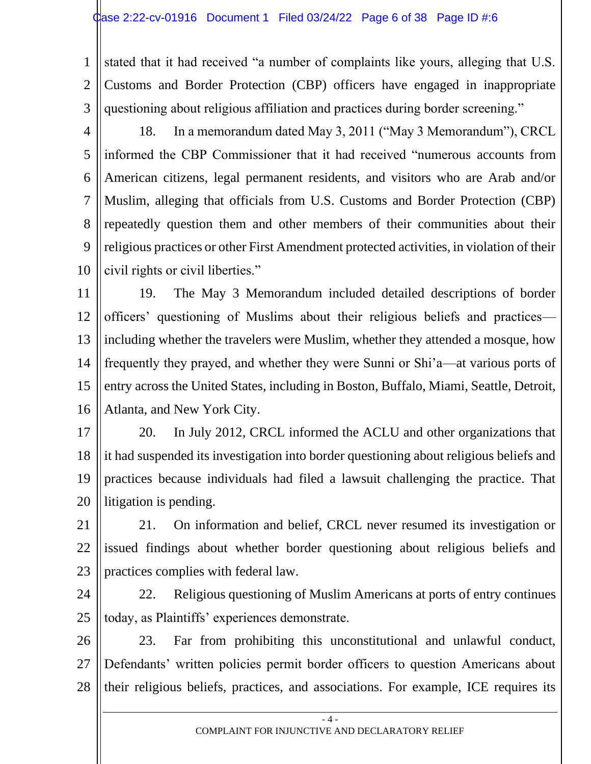stated that it had received "a number of complaints like yours, alleging that U.S. Customs and Border Protection (CBP) officers have engaged in inappropriate questioning about religious affiliation and practices during border screening."

18. In a memorandum dated May 3, 2011 ("May 3 Memorandum"), CRCL informed the CBP Commissioner that it had received "numerous accounts from American citizens, legal permanent residents, and visitors who are Arab and/or Muslim, alleging that officials from U.S. Customs and Border Protection (CBP) repeatedly question them and other members of their communities about their religious practices or other First Amendment protected activities, in violation of their civil rights or civil liberties."

19. The May 3 Memorandum included detailed descriptions of border officers' questioning of Muslims about their religious beliefs and practices—including whether the travelers were Muslim, whether they attended a mosque, how frequently they prayed, and whether they were Sunni or Shi'a—at various ports of entry across the United States, including in Boston, Buffalo, Miami, Seattle, Detroit, Atlanta, and New York City.

20. In July 2012, CRCL informed the ACLU and other organizations that it had suspended its investigation into border questioning about religious beliefs and practices because individuals had filed a lawsuit challenging the practice. That litigation is pending.

21. On information and belief, CRCL never resumed its investigation or issued findings about whether border questioning about religious beliefs and practices complies with federal law.

22. Religious questioning of Muslim Americans at ports of entry continues today, as Plaintiffs' experiences demonstrate.

23. Far from prohibiting this unconstitutional and unlawful conduct, Defendants' written policies permit border officers to question Americans about their religious beliefs, practices, and associations. For example, ICE requires its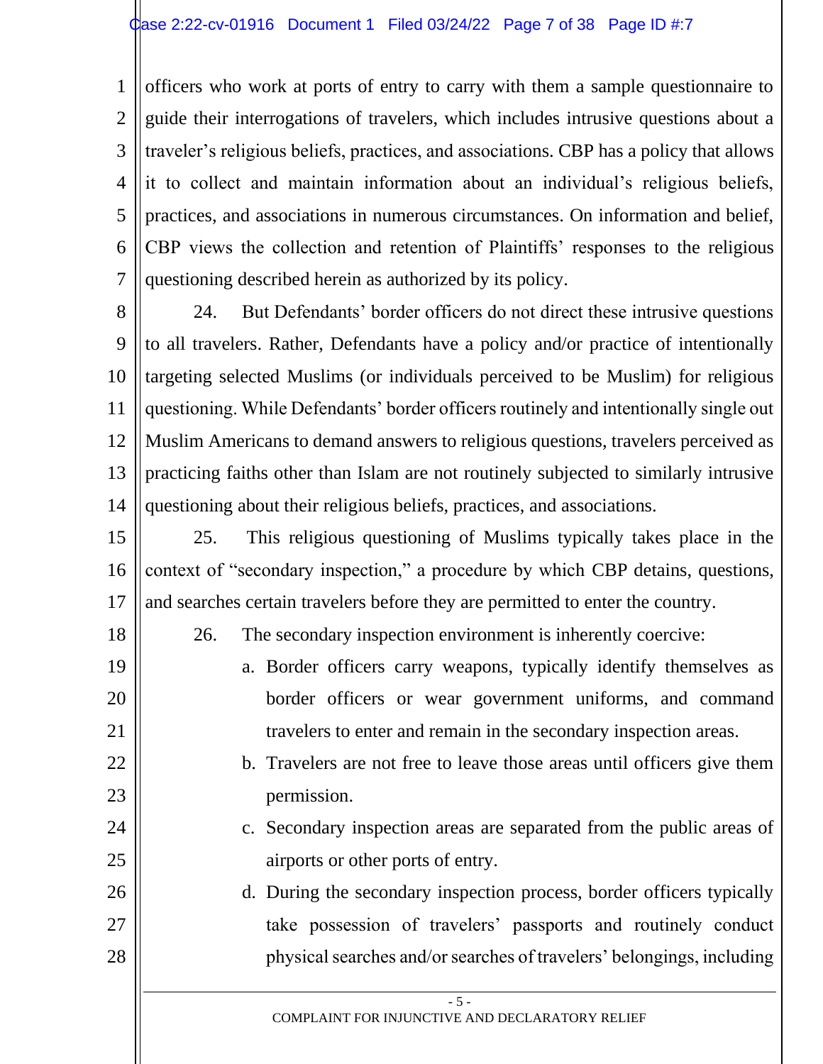officers who work at ports of entry to carry with them a sample questionnaire to guide their interrogations of travelers, which includes intrusive questions about a traveler's religious beliefs, practices, and associations. CBP has a policy that allows it to collect and maintain information about an individual's religious beliefs, practices, and associations in numerous circumstances. On information and belief, CBP views the collection and retention of Plaintiffs' responses to the religious questioning described herein as authorized by its policy.

24. But Defendants' border officers do not direct these intrusive questions to all travelers. Rather, Defendants have a policy and/or practice of intentionally targeting selected Muslims (or individuals perceived to be Muslim) for religious questioning. While Defendants' border officers routinely and intentionally single out Muslim Americans to demand answers to religious questions, travelers perceived as practicing faiths other than Islam are not routinely subjected to similarly intrusive questioning about their religious beliefs, practices, and associations.

25. This religious questioning of Muslims typically takes place in the context of "secondary inspection," a procedure by which CBP detains, questions, and searches certain travelers before they are permitted to enter the country.

26. The secondary inspection environment is inherently coercive:

a. Border officers carry weapons, typically identify themselves as border officers or wear government uniforms, and command travelers to enter and remain in the secondary inspection areas.

b. Travelers are not free to leave those areas until officers give them permission.

c. Secondary inspection areas are separated from the public areas of airports or other ports of entry.

d. During the secondary inspection process, border officers typically take possession of travelers' passports and routinely conduct physical searches and/or searches of travelers' belongings, including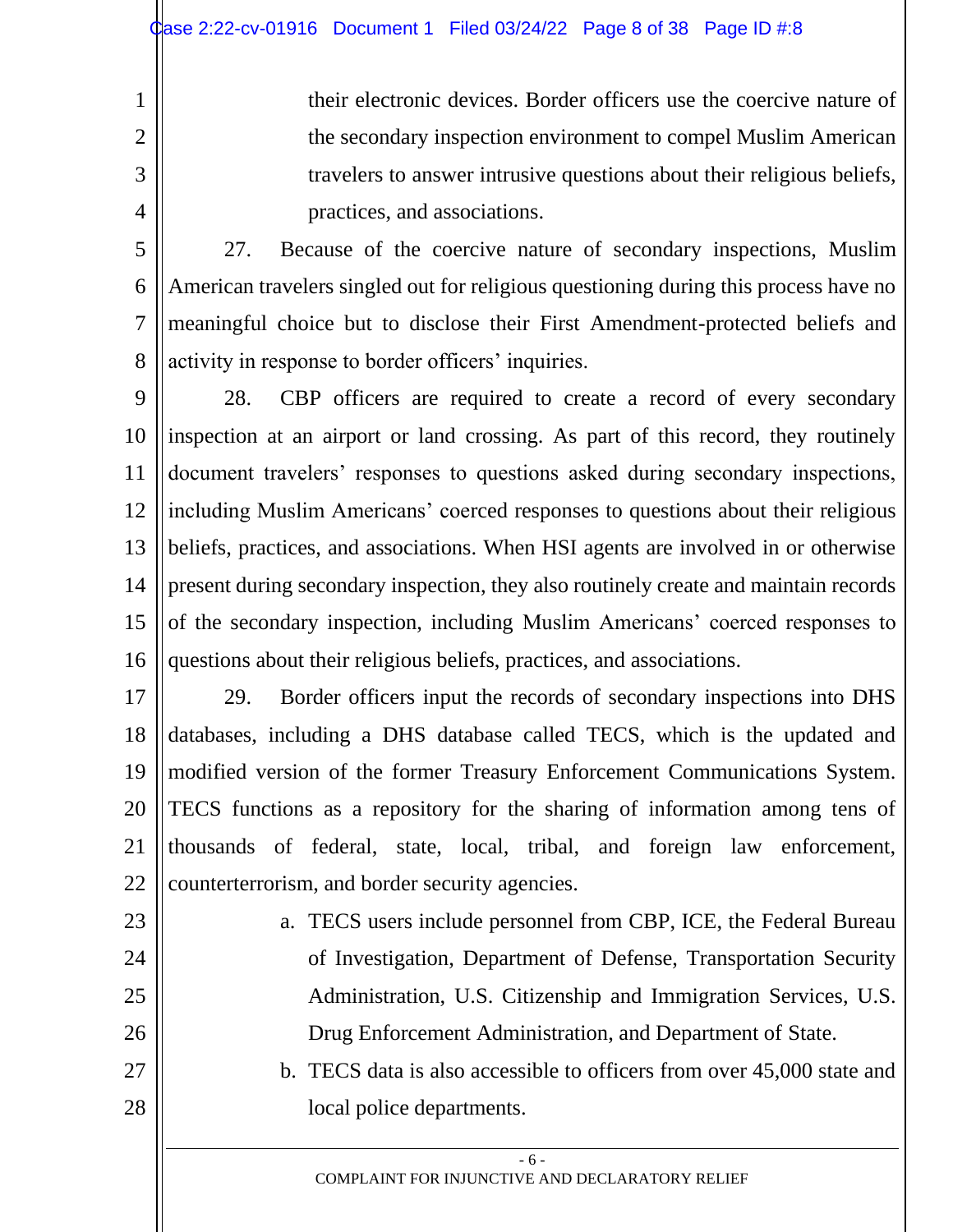their electronic devices. Border officers use the coercive nature of the secondary inspection environment to compel Muslim American travelers to answer intrusive questions about their religious beliefs, practices, and associations.

27. Because of the coercive nature of secondary inspections, Muslim American travelers singled out for religious questioning during this process have no meaningful choice but to disclose their First Amendment-protected beliefs and activity in response to border officers' inquiries.

28. CBP officers are required to create a record of every secondary inspection at an airport or land crossing. As part of this record, they routinely document travelers' responses to questions asked during secondary inspections, including Muslim Americans' coerced responses to questions about their religious beliefs, practices, and associations. When HSI agents are involved in or otherwise present during secondary inspection, they also routinely create and maintain records of the secondary inspection, including Muslim Americans' coerced responses to questions about their religious beliefs, practices, and associations.

29. Border officers input the records of secondary inspections into DHS databases, including a DHS database called TECS, which is the updated and modified version of the former Treasury Enforcement Communications System. TECS functions as a repository for the sharing of information among tens of thousands of federal, state, local, tribal, and foreign law enforcement, counterterrorism, and border security agencies.

a. TECS users include personnel from CBP, ICE, the Federal Bureau of Investigation, Department of Defense, Transportation Security Administration, U.S. Citizenship and Immigration Services, U.S. Drug Enforcement Administration, and Department of State.

b. TECS data is also accessible to officers from over 45,000 state and local police departments.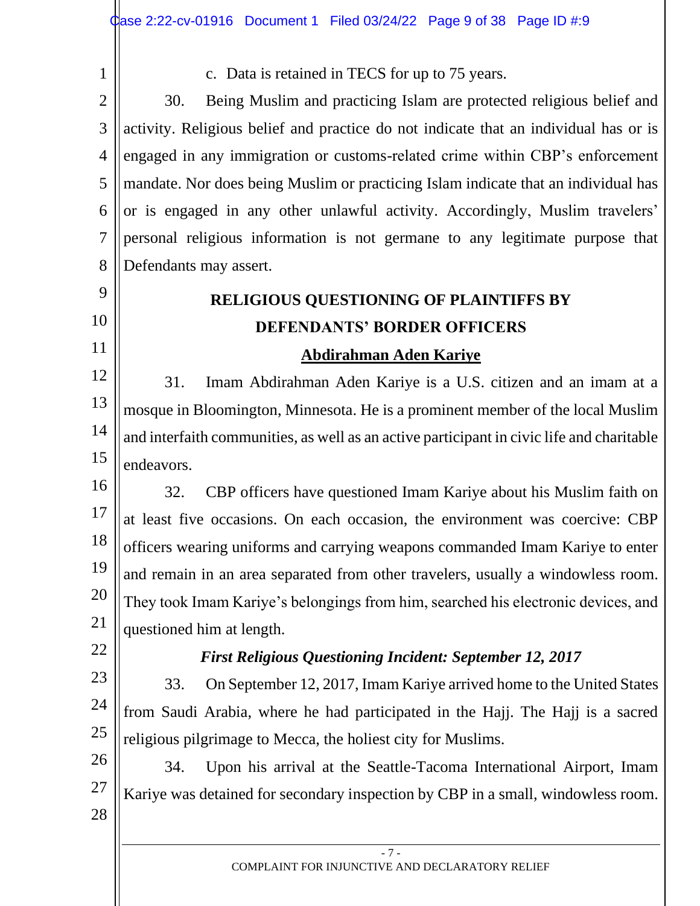c. Data is retained in TECS for up to 75 years.

30. Being Muslim and practicing Islam are protected religious belief and activity. Religious belief and practice do not indicate that an individual has or is engaged in any immigration or customs-related crime within CBP's enforcement mandate. Nor does being Muslim or practicing Islam indicate that an individual has or is engaged in any other unlawful activity. Accordingly, Muslim travelers' personal religious information is not germane to any legitimate purpose that Defendants may assert.

## RELIGIOUS QUESTIONING OF PLAINTIFFS BY DEFENDANTS' BORDER OFFICERS

### Abdirahman Aden Kariye

31. Imam Abdirahman Aden Kariye is a U.S. citizen and an imam at a mosque in Bloomington, Minnesota. He is a prominent member of the local Muslim and interfaith communities, as well as an active participant in civic life and charitable endeavors.

32. CBP officers have questioned Imam Kariye about his Muslim faith on at least five occasions. On each occasion, the environment was coercive: CBP officers wearing uniforms and carrying weapons commanded Imam Kariye to enter and remain in an area separated from other travelers, usually a windowless room. They took Imam Kariye's belongings from him, searched his electronic devices, and questioned him at length.

#### *First Religious Questioning Incident: September 12, 2017*

33. On September 12, 2017, Imam Kariye arrived home to the United States from Saudi Arabia, where he had participated in the Hajj. The Hajj is a sacred religious pilgrimage to Mecca, the holiest city for Muslims.

34. Upon his arrival at the Seattle-Tacoma International Airport, Imam Kariye was detained for secondary inspection by CBP in a small, windowless room.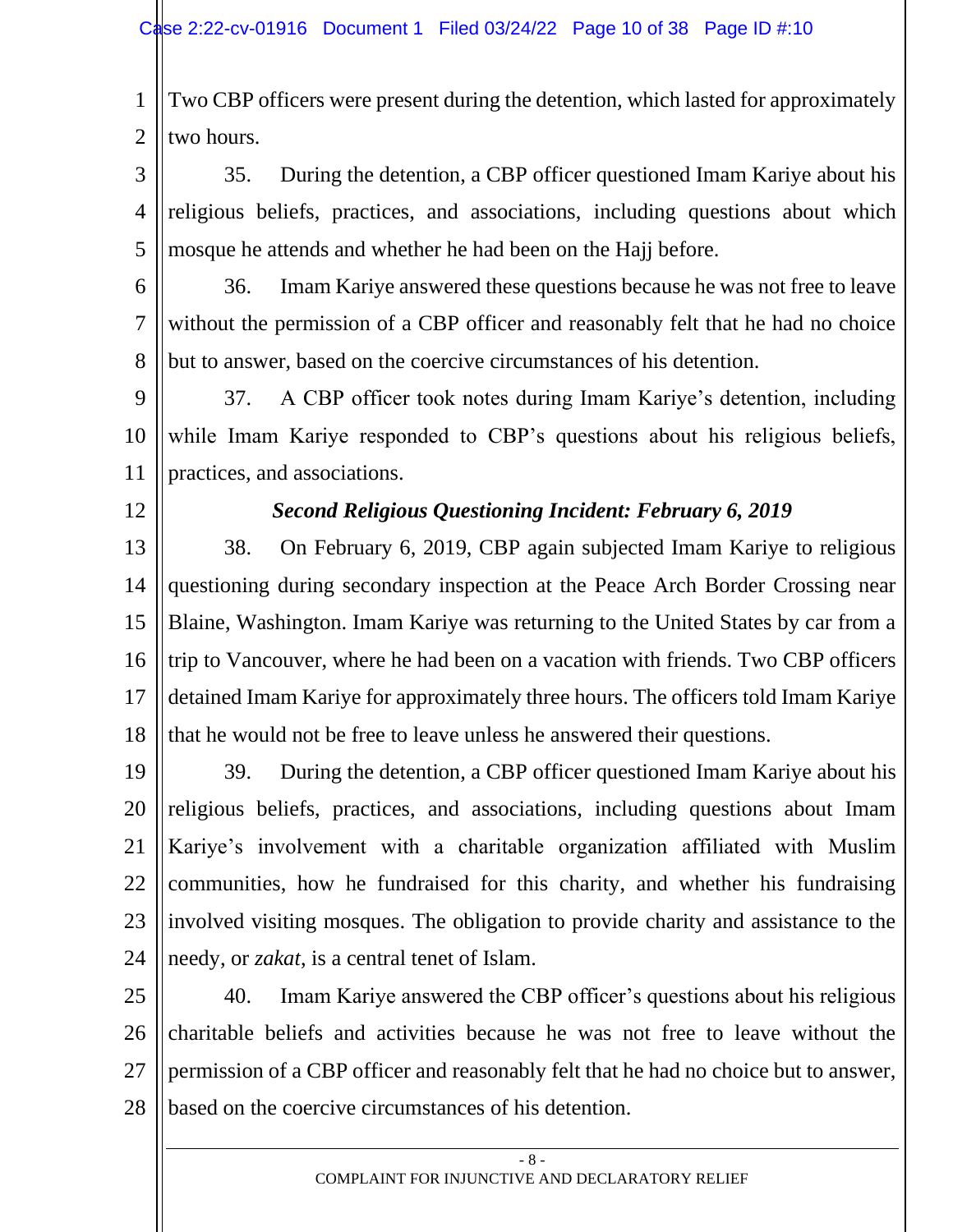Two CBP officers were present during the detention, which lasted for approximately two hours.

35. During the detention, a CBP officer questioned Imam Kariye about his religious beliefs, practices, and associations, including questions about which mosque he attends and whether he had been on the Hajj before.

36. Imam Kariye answered these questions because he was not free to leave without the permission of a CBP officer and reasonably felt that he had no choice but to answer, based on the coercive circumstances of his detention.

37. A CBP officer took notes during Imam Kariye's detention, including while Imam Kariye responded to CBP's questions about his religious beliefs, practices, and associations.

### *Second Religious Questioning Incident: February 6, 2019*

38. On February 6, 2019, CBP again subjected Imam Kariye to religious questioning during secondary inspection at the Peace Arch Border Crossing near Blaine, Washington. Imam Kariye was returning to the United States by car from a trip to Vancouver, where he had been on a vacation with friends. Two CBP officers detained Imam Kariye for approximately three hours. The officers told Imam Kariye that he would not be free to leave unless he answered their questions.

39. During the detention, a CBP officer questioned Imam Kariye about his religious beliefs, practices, and associations, including questions about Imam Kariye's involvement with a charitable organization affiliated with Muslim communities, how he fundraised for this charity, and whether his fundraising involved visiting mosques. The obligation to provide charity and assistance to the needy, or *zakat*, is a central tenet of Islam.

40. Imam Kariye answered the CBP officer's questions about his religious charitable beliefs and activities because he was not free to leave without the permission of a CBP officer and reasonably felt that he had no choice but to answer, based on the coercive circumstances of his detention.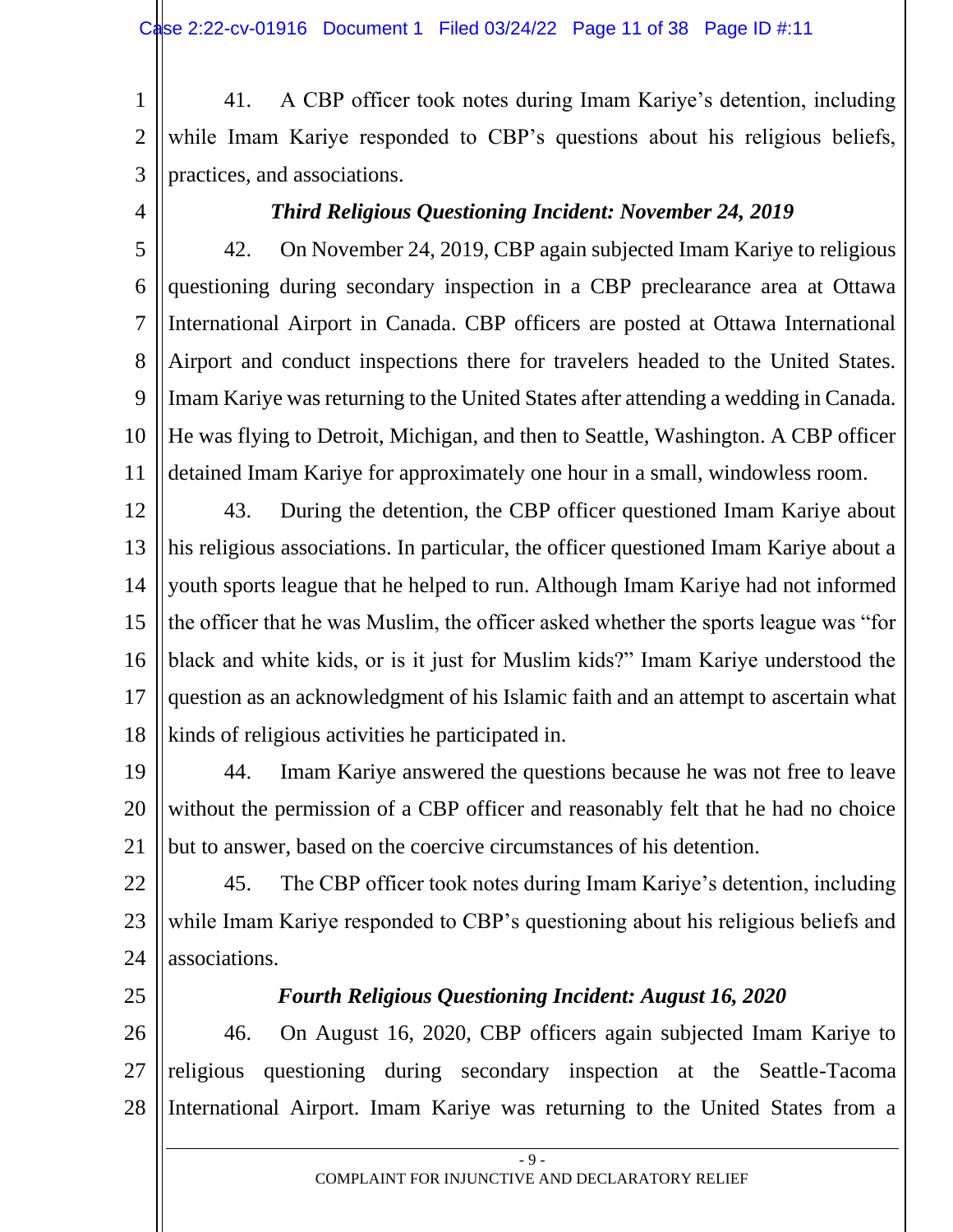41. A CBP officer took notes during Imam Kariye's detention, including while Imam Kariye responded to CBP's questions about his religious beliefs, practices, and associations.

### *Third Religious Questioning Incident: November 24, 2019*

42. On November 24, 2019, CBP again subjected Imam Kariye to religious questioning during secondary inspection in a CBP preclearance area at Ottawa International Airport in Canada. CBP officers are posted at Ottawa International Airport and conduct inspections there for travelers headed to the United States. Imam Kariye was returning to the United States after attending a wedding in Canada. He was flying to Detroit, Michigan, and then to Seattle, Washington. A CBP officer detained Imam Kariye for approximately one hour in a small, windowless room.

43. During the detention, the CBP officer questioned Imam Kariye about his religious associations. In particular, the officer questioned Imam Kariye about a youth sports league that he helped to run. Although Imam Kariye had not informed the officer that he was Muslim, the officer asked whether the sports league was "for black and white kids, or is it just for Muslim kids?" Imam Kariye understood the question as an acknowledgment of his Islamic faith and an attempt to ascertain what kinds of religious activities he participated in.

44. Imam Kariye answered the questions because he was not free to leave without the permission of a CBP officer and reasonably felt that he had no choice but to answer, based on the coercive circumstances of his detention.

45. The CBP officer took notes during Imam Kariye's detention, including while Imam Kariye responded to CBP's questioning about his religious beliefs and associations.

### *Fourth Religious Questioning Incident: August 16, 2020*

46. On August 16, 2020, CBP officers again subjected Imam Kariye to religious questioning during secondary inspection at the Seattle-Tacoma International Airport. Imam Kariye was returning to the United States from a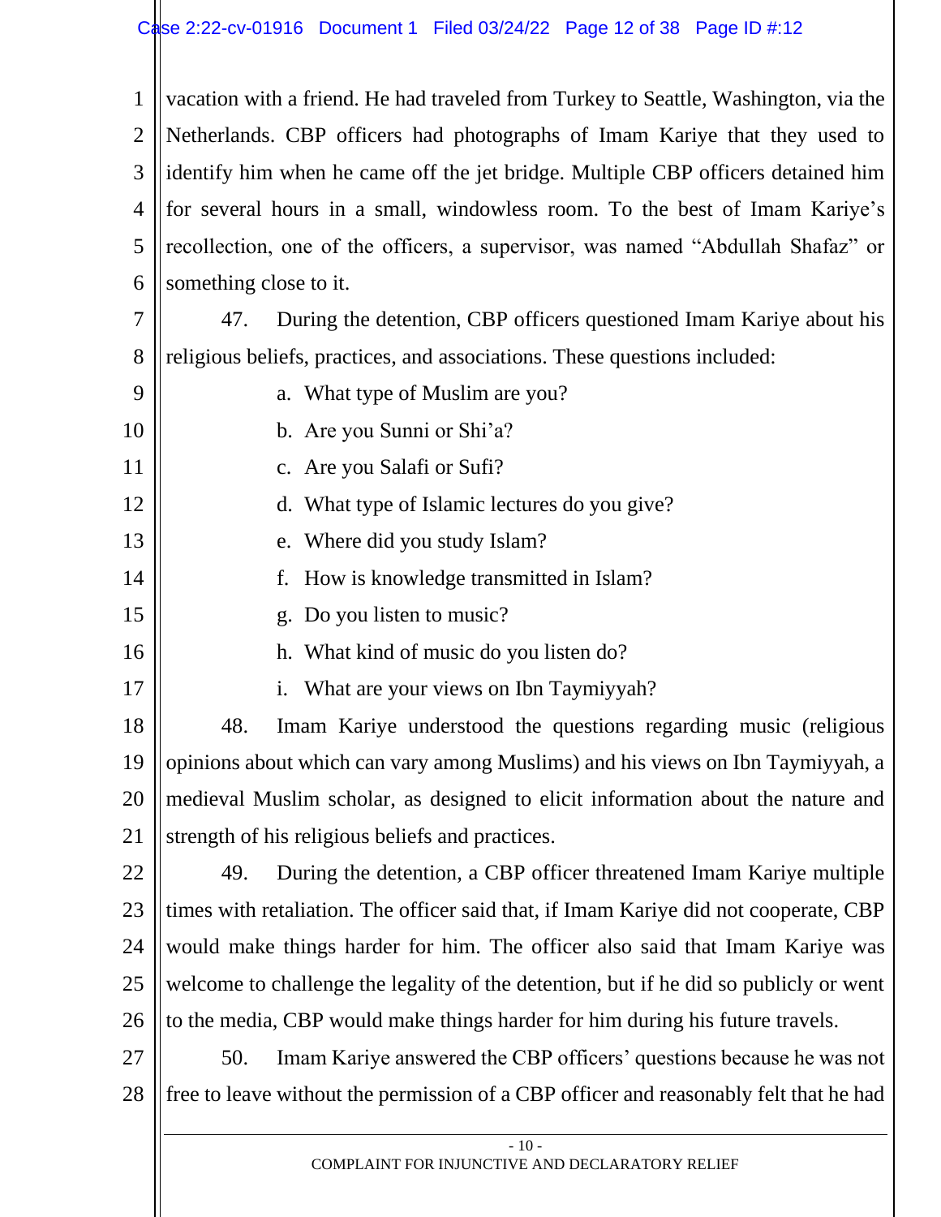vacation with a friend. He had traveled from Turkey to Seattle, Washington, via the Netherlands. CBP officers had photographs of Imam Kariye that they used to identify him when he came off the jet bridge. Multiple CBP officers detained him for several hours in a small, windowless room. To the best of Imam Kariye's recollection, one of the officers, a supervisor, was named "Abdullah Shafaz" or something close to it.

47. During the detention, CBP officers questioned Imam Kariye about his religious beliefs, practices, and associations. These questions included:

a. What type of Muslim are you?
b. Are you Sunni or Shi'a?
c. Are you Salafi or Sufi?
d. What type of Islamic lectures do you give?
e. Where did you study Islam?
f. How is knowledge transmitted in Islam?
g. Do you listen to music?
h. What kind of music do you listen do?
i. What are your views on Ibn Taymiyyah?

48. Imam Kariye understood the questions regarding music (religious opinions about which can vary among Muslims) and his views on Ibn Taymiyyah, a medieval Muslim scholar, as designed to elicit information about the nature and strength of his religious beliefs and practices.

49. During the detention, a CBP officer threatened Imam Kariye multiple times with retaliation. The officer said that, if Imam Kariye did not cooperate, CBP would make things harder for him. The officer also said that Imam Kariye was welcome to challenge the legality of the detention, but if he did so publicly or went to the media, CBP would make things harder for him during his future travels.

50. Imam Kariye answered the CBP officers' questions because he was not free to leave without the permission of a CBP officer and reasonably felt that he had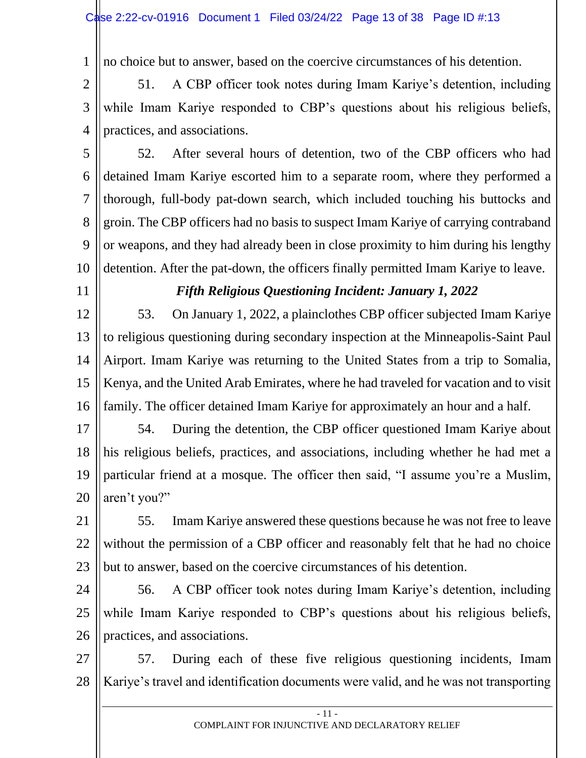no choice but to answer, based on the coercive circumstances of his detention.

51. A CBP officer took notes during Imam Kariye's detention, including while Imam Kariye responded to CBP's questions about his religious beliefs, practices, and associations.

52. After several hours of detention, two of the CBP officers who had detained Imam Kariye escorted him to a separate room, where they performed a thorough, full-body pat-down search, which included touching his buttocks and groin. The CBP officers had no basis to suspect Imam Kariye of carrying contraband or weapons, and they had already been in close proximity to him during his lengthy detention. After the pat-down, the officers finally permitted Imam Kariye to leave.

### *Fifth Religious Questioning Incident: January 1, 2022*

53. On January 1, 2022, a plainclothes CBP officer subjected Imam Kariye to religious questioning during secondary inspection at the Minneapolis-Saint Paul Airport. Imam Kariye was returning to the United States from a trip to Somalia, Kenya, and the United Arab Emirates, where he had traveled for vacation and to visit family. The officer detained Imam Kariye for approximately an hour and a half.

54. During the detention, the CBP officer questioned Imam Kariye about his religious beliefs, practices, and associations, including whether he had met a particular friend at a mosque. The officer then said, "I assume you're a Muslim, aren't you?"

55. Imam Kariye answered these questions because he was not free to leave without the permission of a CBP officer and reasonably felt that he had no choice but to answer, based on the coercive circumstances of his detention.

56. A CBP officer took notes during Imam Kariye's detention, including while Imam Kariye responded to CBP's questions about his religious beliefs, practices, and associations.

57. During each of these five religious questioning incidents, Imam Kariye's travel and identification documents were valid, and he was not transporting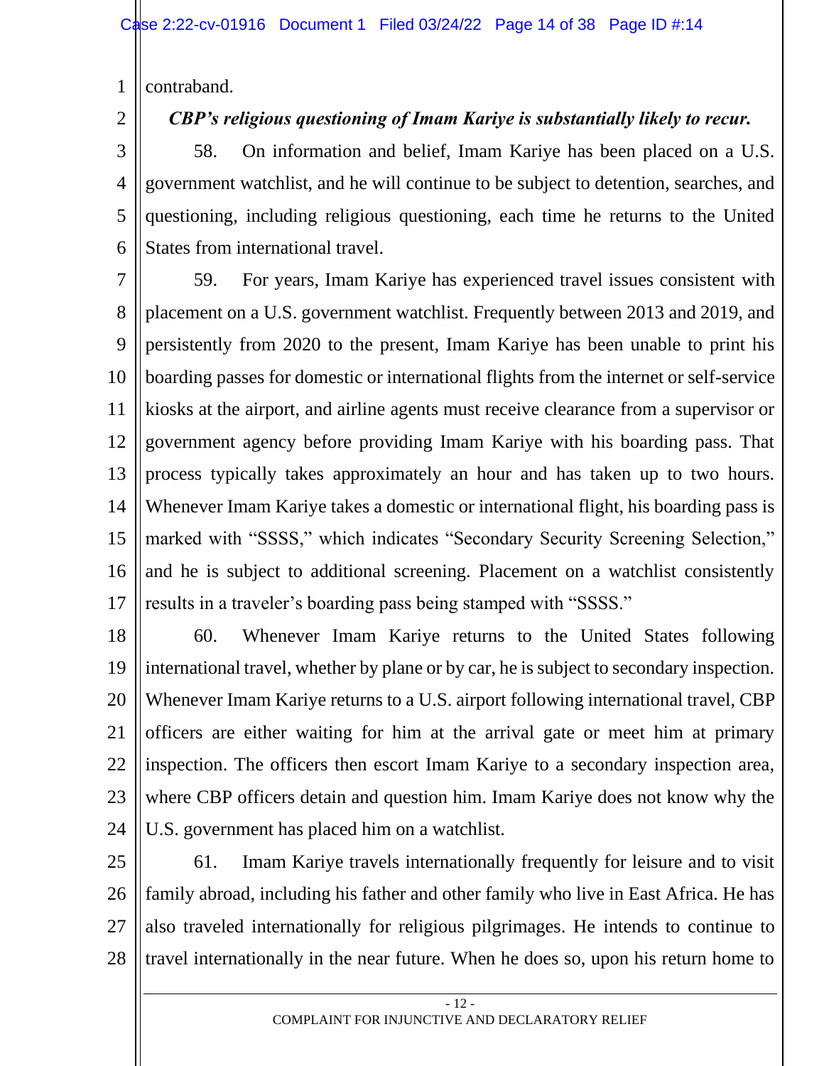contraband.

***CBP's religious questioning of Imam Kariye is substantially likely to recur.***

58. On information and belief, Imam Kariye has been placed on a U.S. government watchlist, and he will continue to be subject to detention, searches, and questioning, including religious questioning, each time he returns to the United States from international travel.

59. For years, Imam Kariye has experienced travel issues consistent with placement on a U.S. government watchlist. Frequently between 2013 and 2019, and persistently from 2020 to the present, Imam Kariye has been unable to print his boarding passes for domestic or international flights from the internet or self-service kiosks at the airport, and airline agents must receive clearance from a supervisor or government agency before providing Imam Kariye with his boarding pass. That process typically takes approximately an hour and has taken up to two hours. Whenever Imam Kariye takes a domestic or international flight, his boarding pass is marked with "SSSS," which indicates "Secondary Security Screening Selection," and he is subject to additional screening. Placement on a watchlist consistently results in a traveler's boarding pass being stamped with "SSSS."

60. Whenever Imam Kariye returns to the United States following international travel, whether by plane or by car, he is subject to secondary inspection. Whenever Imam Kariye returns to a U.S. airport following international travel, CBP officers are either waiting for him at the arrival gate or meet him at primary inspection. The officers then escort Imam Kariye to a secondary inspection area, where CBP officers detain and question him. Imam Kariye does not know why the U.S. government has placed him on a watchlist.

61. Imam Kariye travels internationally frequently for leisure and to visit family abroad, including his father and other family who live in East Africa. He has also traveled internationally for religious pilgrimages. He intends to continue to travel internationally in the near future. When he does so, upon his return home to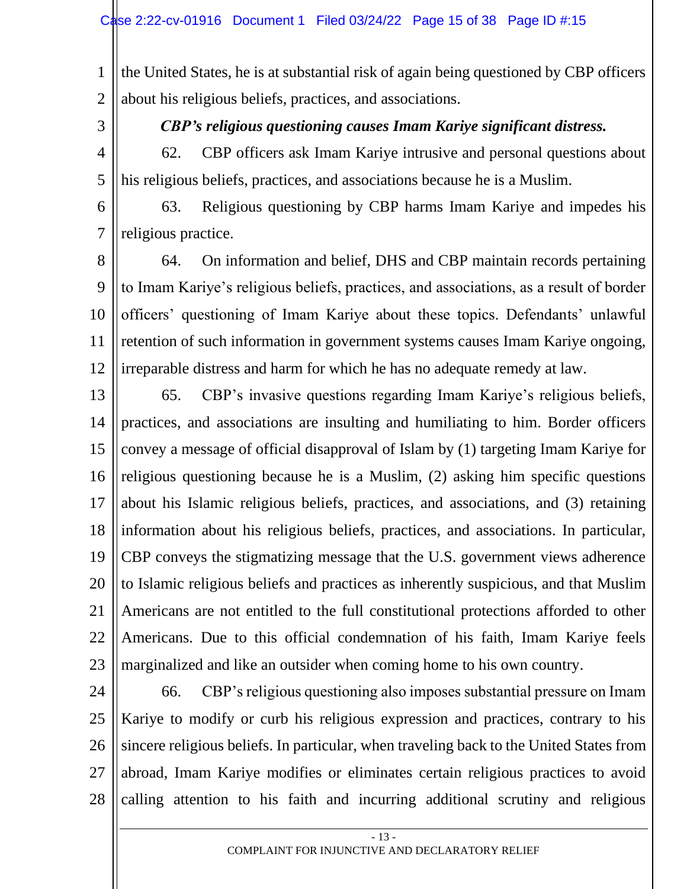the United States, he is at substantial risk of again being questioned by CBP officers about his religious beliefs, practices, and associations.

***CBP's religious questioning causes Imam Kariye significant distress.***

62. CBP officers ask Imam Kariye intrusive and personal questions about his religious beliefs, practices, and associations because he is a Muslim.

63. Religious questioning by CBP harms Imam Kariye and impedes his religious practice.

64. On information and belief, DHS and CBP maintain records pertaining to Imam Kariye's religious beliefs, practices, and associations, as a result of border officers' questioning of Imam Kariye about these topics. Defendants' unlawful retention of such information in government systems causes Imam Kariye ongoing, irreparable distress and harm for which he has no adequate remedy at law.

65. CBP's invasive questions regarding Imam Kariye's religious beliefs, practices, and associations are insulting and humiliating to him. Border officers convey a message of official disapproval of Islam by (1) targeting Imam Kariye for religious questioning because he is a Muslim, (2) asking him specific questions about his Islamic religious beliefs, practices, and associations, and (3) retaining information about his religious beliefs, practices, and associations. In particular, CBP conveys the stigmatizing message that the U.S. government views adherence to Islamic religious beliefs and practices as inherently suspicious, and that Muslim Americans are not entitled to the full constitutional protections afforded to other Americans. Due to this official condemnation of his faith, Imam Kariye feels marginalized and like an outsider when coming home to his own country.

66. CBP's religious questioning also imposes substantial pressure on Imam Kariye to modify or curb his religious expression and practices, contrary to his sincere religious beliefs. In particular, when traveling back to the United States from abroad, Imam Kariye modifies or eliminates certain religious practices to avoid calling attention to his faith and incurring additional scrutiny and religious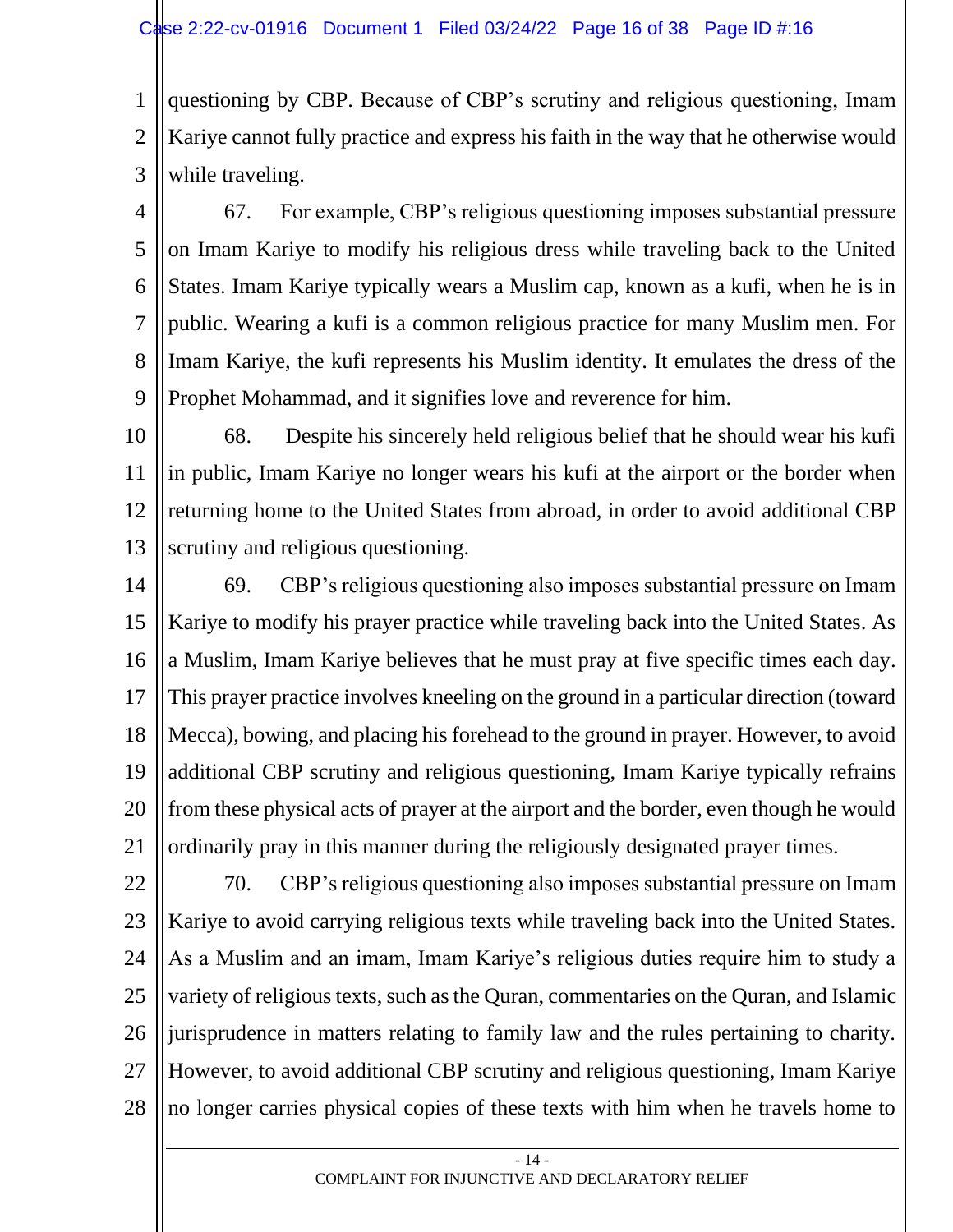questioning by CBP. Because of CBP's scrutiny and religious questioning, Imam Kariye cannot fully practice and express his faith in the way that he otherwise would while traveling.

67. For example, CBP's religious questioning imposes substantial pressure on Imam Kariye to modify his religious dress while traveling back to the United States. Imam Kariye typically wears a Muslim cap, known as a kufi, when he is in public. Wearing a kufi is a common religious practice for many Muslim men. For Imam Kariye, the kufi represents his Muslim identity. It emulates the dress of the Prophet Mohammad, and it signifies love and reverence for him.

68. Despite his sincerely held religious belief that he should wear his kufi in public, Imam Kariye no longer wears his kufi at the airport or the border when returning home to the United States from abroad, in order to avoid additional CBP scrutiny and religious questioning.

69. CBP's religious questioning also imposes substantial pressure on Imam Kariye to modify his prayer practice while traveling back into the United States. As a Muslim, Imam Kariye believes that he must pray at five specific times each day. This prayer practice involves kneeling on the ground in a particular direction (toward Mecca), bowing, and placing his forehead to the ground in prayer. However, to avoid additional CBP scrutiny and religious questioning, Imam Kariye typically refrains from these physical acts of prayer at the airport and the border, even though he would ordinarily pray in this manner during the religiously designated prayer times.

70. CBP's religious questioning also imposes substantial pressure on Imam Kariye to avoid carrying religious texts while traveling back into the United States. As a Muslim and an imam, Imam Kariye's religious duties require him to study a variety of religious texts, such as the Quran, commentaries on the Quran, and Islamic jurisprudence in matters relating to family law and the rules pertaining to charity. However, to avoid additional CBP scrutiny and religious questioning, Imam Kariye no longer carries physical copies of these texts with him when he travels home to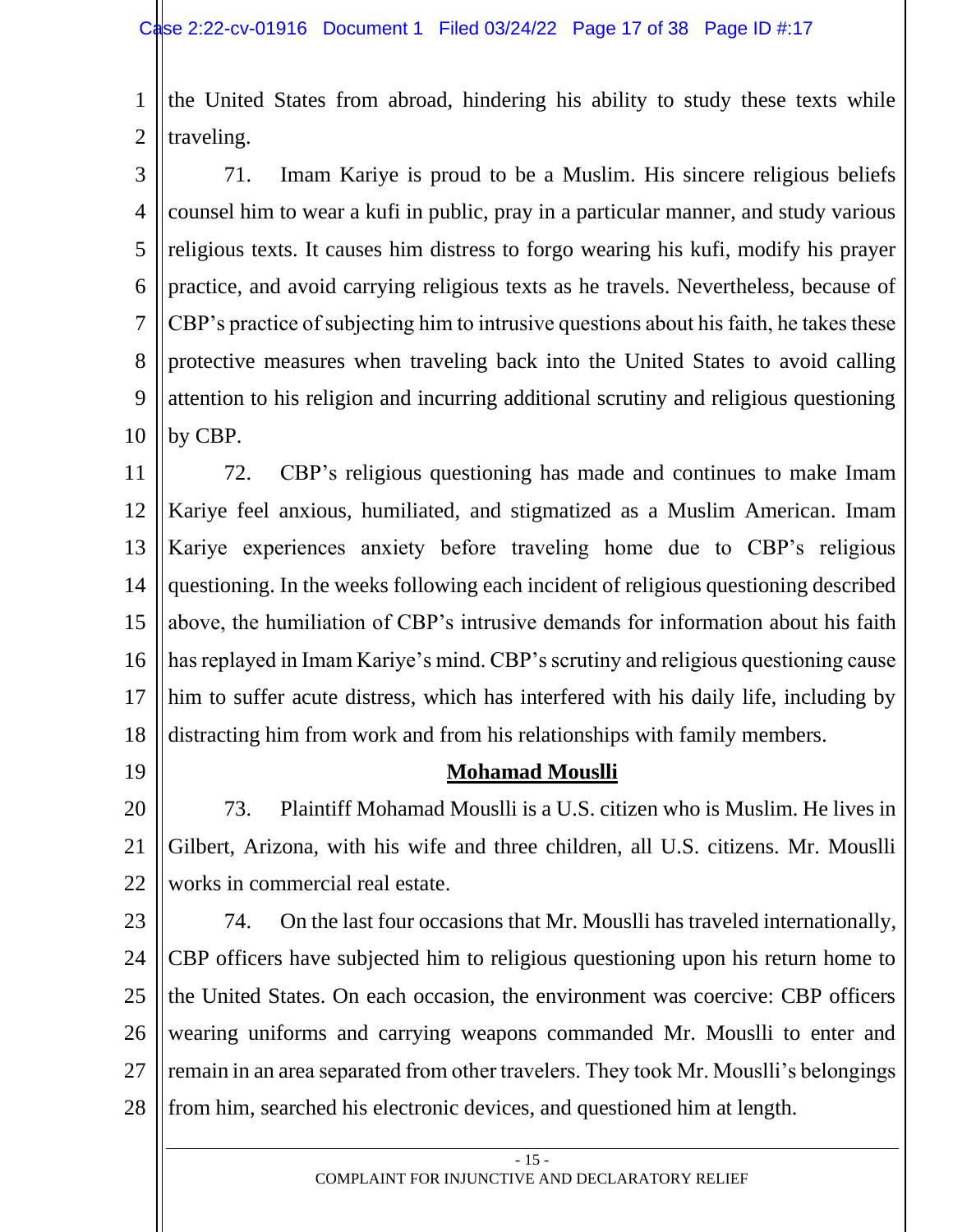the United States from abroad, hindering his ability to study these texts while traveling.

71. Imam Kariye is proud to be a Muslim. His sincere religious beliefs counsel him to wear a kufi in public, pray in a particular manner, and study various religious texts. It causes him distress to forgo wearing his kufi, modify his prayer practice, and avoid carrying religious texts as he travels. Nevertheless, because of CBP's practice of subjecting him to intrusive questions about his faith, he takes these protective measures when traveling back into the United States to avoid calling attention to his religion and incurring additional scrutiny and religious questioning by CBP.

72. CBP's religious questioning has made and continues to make Imam Kariye feel anxious, humiliated, and stigmatized as a Muslim American. Imam Kariye experiences anxiety before traveling home due to CBP's religious questioning. In the weeks following each incident of religious questioning described above, the humiliation of CBP's intrusive demands for information about his faith has replayed in Imam Kariye's mind. CBP's scrutiny and religious questioning cause him to suffer acute distress, which has interfered with his daily life, including by distracting him from work and from his relationships with family members.

**Mohamad Mouslli**

73. Plaintiff Mohamad Mouslli is a U.S. citizen who is Muslim. He lives in Gilbert, Arizona, with his wife and three children, all U.S. citizens. Mr. Mouslli works in commercial real estate.

74. On the last four occasions that Mr. Mouslli has traveled internationally, CBP officers have subjected him to religious questioning upon his return home to the United States. On each occasion, the environment was coercive: CBP officers wearing uniforms and carrying weapons commanded Mr. Mouslli to enter and remain in an area separated from other travelers. They took Mr. Mouslli's belongings from him, searched his electronic devices, and questioned him at length.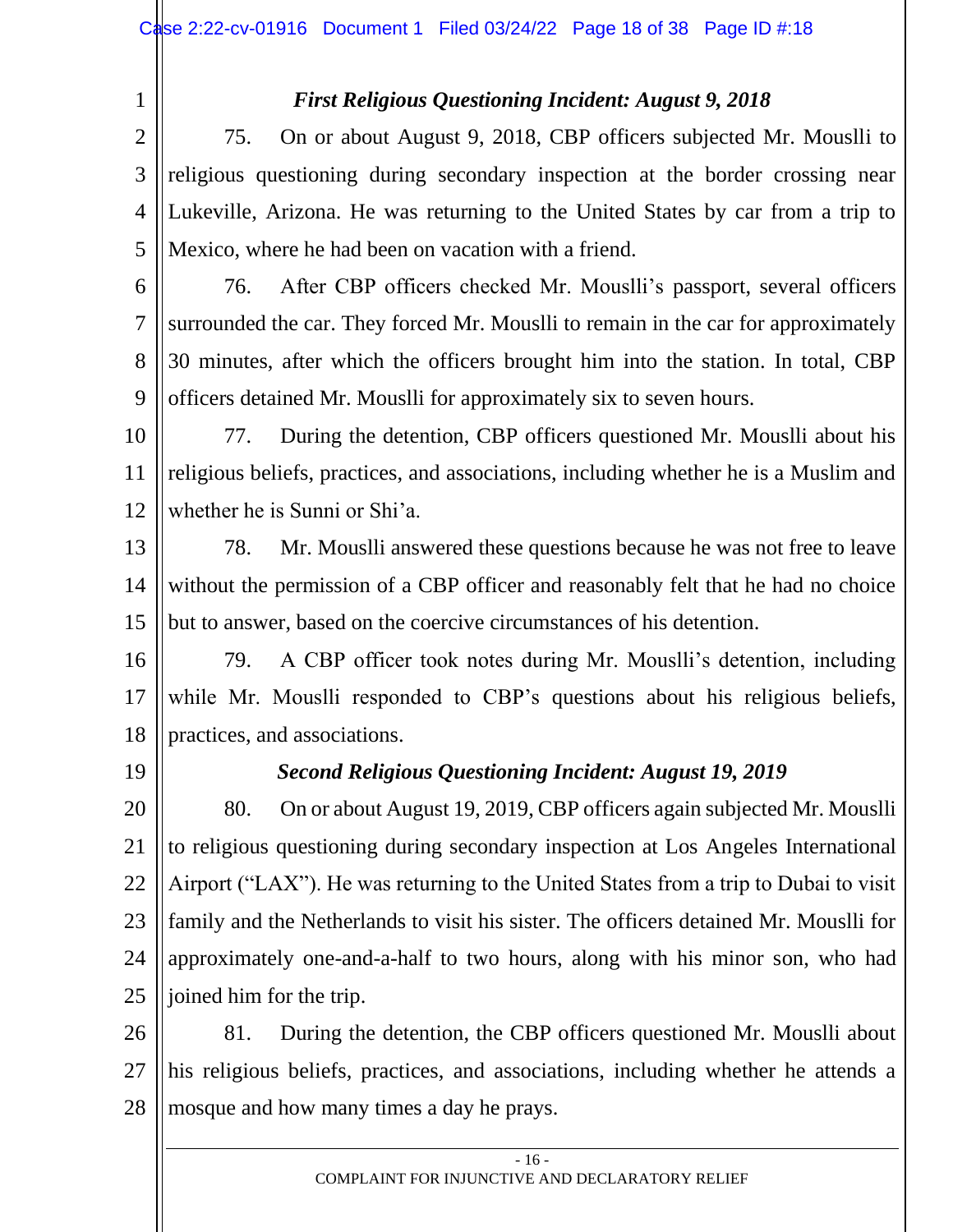***First Religious Questioning Incident: August 9, 2018***

75. On or about August 9, 2018, CBP officers subjected Mr. Mouslli to religious questioning during secondary inspection at the border crossing near Lukeville, Arizona. He was returning to the United States by car from a trip to Mexico, where he had been on vacation with a friend.

76. After CBP officers checked Mr. Mouslli's passport, several officers surrounded the car. They forced Mr. Mouslli to remain in the car for approximately 30 minutes, after which the officers brought him into the station. In total, CBP officers detained Mr. Mouslli for approximately six to seven hours.

77. During the detention, CBP officers questioned Mr. Mouslli about his religious beliefs, practices, and associations, including whether he is a Muslim and whether he is Sunni or Shi'a.

78. Mr. Mouslli answered these questions because he was not free to leave without the permission of a CBP officer and reasonably felt that he had no choice but to answer, based on the coercive circumstances of his detention.

79. A CBP officer took notes during Mr. Mouslli's detention, including while Mr. Mouslli responded to CBP's questions about his religious beliefs, practices, and associations.

***Second Religious Questioning Incident: August 19, 2019***

80. On or about August 19, 2019, CBP officers again subjected Mr. Mouslli to religious questioning during secondary inspection at Los Angeles International Airport ("LAX"). He was returning to the United States from a trip to Dubai to visit family and the Netherlands to visit his sister. The officers detained Mr. Mouslli for approximately one-and-a-half to two hours, along with his minor son, who had joined him for the trip.

81. During the detention, the CBP officers questioned Mr. Mouslli about his religious beliefs, practices, and associations, including whether he attends a mosque and how many times a day he prays.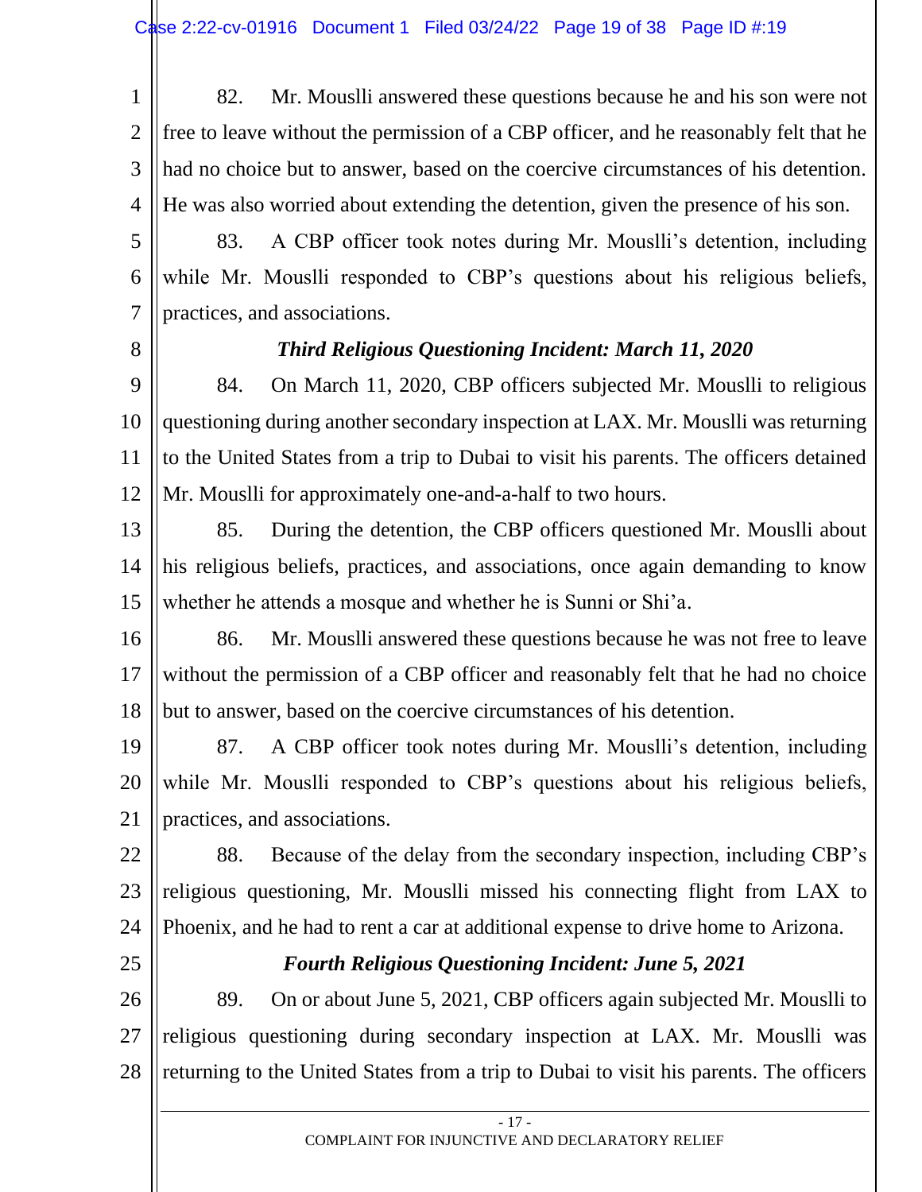82. Mr. Mouslli answered these questions because he and his son were not free to leave without the permission of a CBP officer, and he reasonably felt that he had no choice but to answer, based on the coercive circumstances of his detention. He was also worried about extending the detention, given the presence of his son.

83. A CBP officer took notes during Mr. Mouslli's detention, including while Mr. Mouslli responded to CBP's questions about his religious beliefs, practices, and associations.

### *Third Religious Questioning Incident: March 11, 2020*

84. On March 11, 2020, CBP officers subjected Mr. Mouslli to religious questioning during another secondary inspection at LAX. Mr. Mouslli was returning to the United States from a trip to Dubai to visit his parents. The officers detained Mr. Mouslli for approximately one-and-a-half to two hours.

85. During the detention, the CBP officers questioned Mr. Mouslli about his religious beliefs, practices, and associations, once again demanding to know whether he attends a mosque and whether he is Sunni or Shi'a.

86. Mr. Mouslli answered these questions because he was not free to leave without the permission of a CBP officer and reasonably felt that he had no choice but to answer, based on the coercive circumstances of his detention.

87. A CBP officer took notes during Mr. Mouslli's detention, including while Mr. Mouslli responded to CBP's questions about his religious beliefs, practices, and associations.

88. Because of the delay from the secondary inspection, including CBP's religious questioning, Mr. Mouslli missed his connecting flight from LAX to Phoenix, and he had to rent a car at additional expense to drive home to Arizona.

### *Fourth Religious Questioning Incident: June 5, 2021*

89. On or about June 5, 2021, CBP officers again subjected Mr. Mouslli to religious questioning during secondary inspection at LAX. Mr. Mouslli was returning to the United States from a trip to Dubai to visit his parents. The officers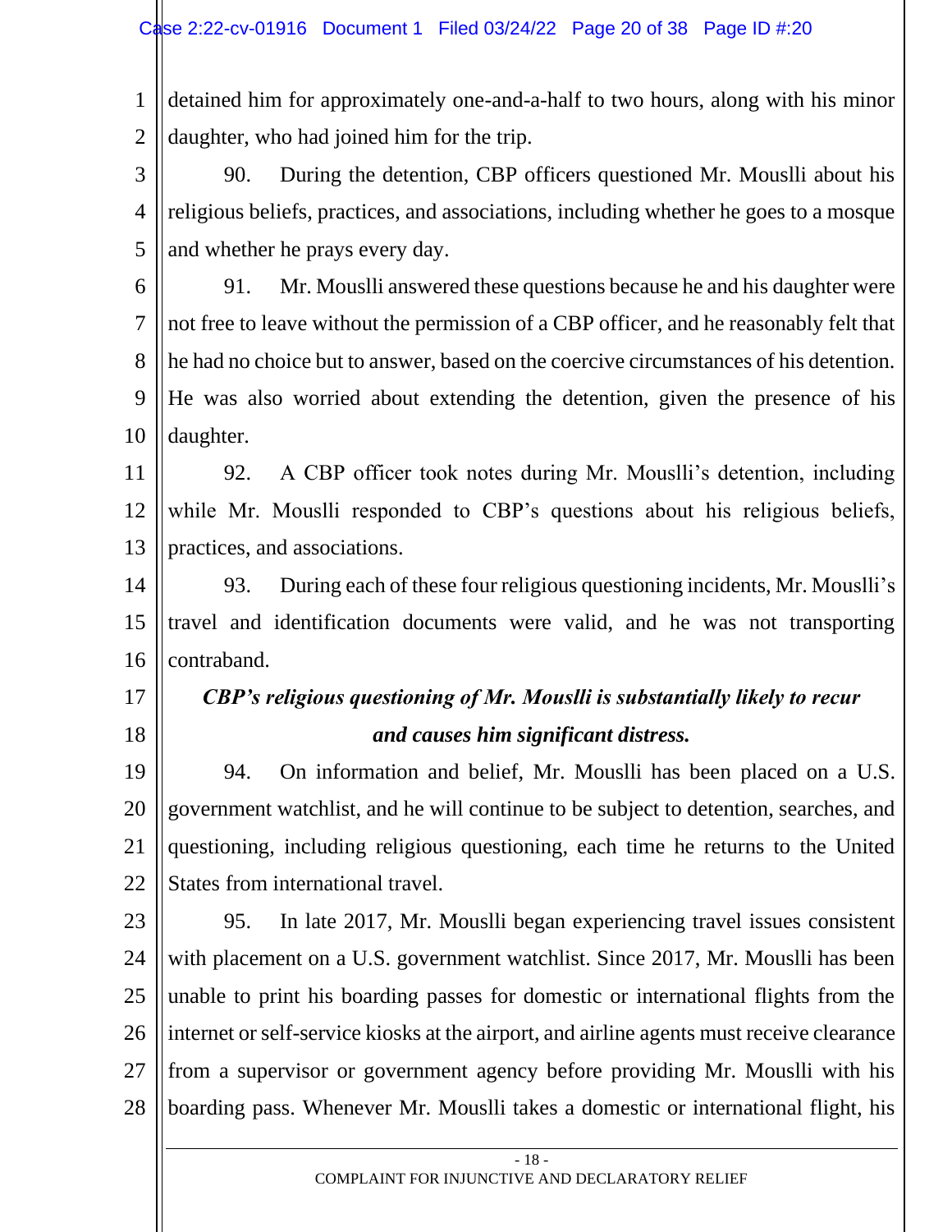detained him for approximately one-and-a-half to two hours, along with his minor daughter, who had joined him for the trip.

90. During the detention, CBP officers questioned Mr. Mouslli about his religious beliefs, practices, and associations, including whether he goes to a mosque and whether he prays every day.

91. Mr. Mouslli answered these questions because he and his daughter were not free to leave without the permission of a CBP officer, and he reasonably felt that he had no choice but to answer, based on the coercive circumstances of his detention. He was also worried about extending the detention, given the presence of his daughter.

92. A CBP officer took notes during Mr. Mouslli's detention, including while Mr. Mouslli responded to CBP's questions about his religious beliefs, practices, and associations.

93. During each of these four religious questioning incidents, Mr. Mouslli's travel and identification documents were valid, and he was not transporting contraband.

***CBP's religious questioning of Mr. Mouslli is substantially likely to recur and causes him significant distress.***

94. On information and belief, Mr. Mouslli has been placed on a U.S. government watchlist, and he will continue to be subject to detention, searches, and questioning, including religious questioning, each time he returns to the United States from international travel.

95. In late 2017, Mr. Mouslli began experiencing travel issues consistent with placement on a U.S. government watchlist. Since 2017, Mr. Mouslli has been unable to print his boarding passes for domestic or international flights from the internet or self-service kiosks at the airport, and airline agents must receive clearance from a supervisor or government agency before providing Mr. Mouslli with his boarding pass. Whenever Mr. Mouslli takes a domestic or international flight, his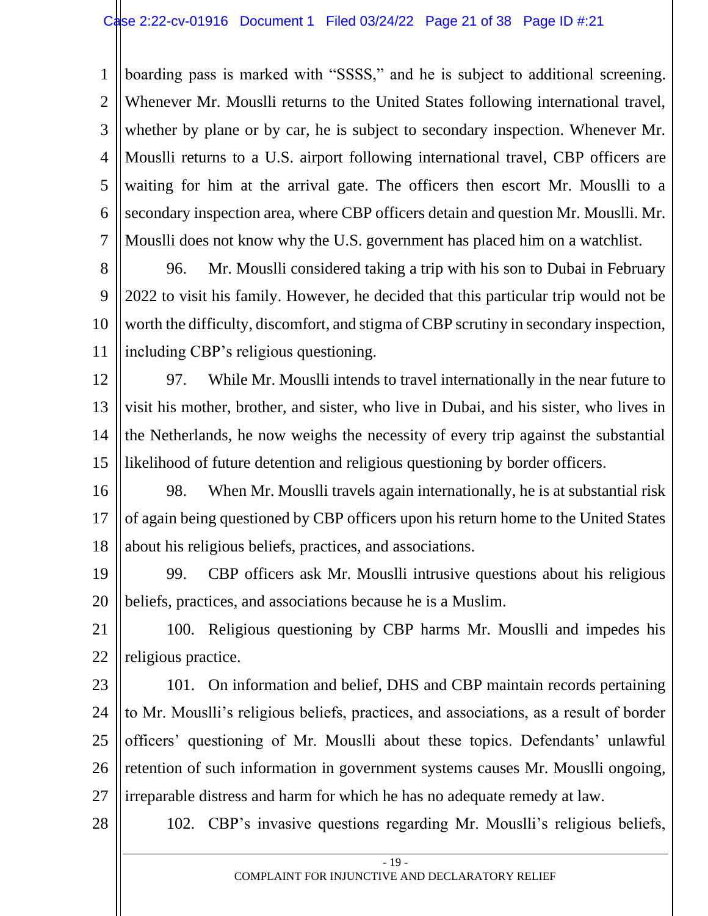boarding pass is marked with "SSSS," and he is subject to additional screening. Whenever Mr. Mouslli returns to the United States following international travel, whether by plane or by car, he is subject to secondary inspection. Whenever Mr. Mouslli returns to a U.S. airport following international travel, CBP officers are waiting for him at the arrival gate. The officers then escort Mr. Mouslli to a secondary inspection area, where CBP officers detain and question Mr. Mouslli. Mr. Mouslli does not know why the U.S. government has placed him on a watchlist.

96. Mr. Mouslli considered taking a trip with his son to Dubai in February 2022 to visit his family. However, he decided that this particular trip would not be worth the difficulty, discomfort, and stigma of CBP scrutiny in secondary inspection, including CBP's religious questioning.

97. While Mr. Mouslli intends to travel internationally in the near future to visit his mother, brother, and sister, who live in Dubai, and his sister, who lives in the Netherlands, he now weighs the necessity of every trip against the substantial likelihood of future detention and religious questioning by border officers.

98. When Mr. Mouslli travels again internationally, he is at substantial risk of again being questioned by CBP officers upon his return home to the United States about his religious beliefs, practices, and associations.

99. CBP officers ask Mr. Mouslli intrusive questions about his religious beliefs, practices, and associations because he is a Muslim.

100. Religious questioning by CBP harms Mr. Mouslli and impedes his religious practice.

101. On information and belief, DHS and CBP maintain records pertaining to Mr. Mouslli's religious beliefs, practices, and associations, as a result of border officers' questioning of Mr. Mouslli about these topics. Defendants' unlawful retention of such information in government systems causes Mr. Mouslli ongoing, irreparable distress and harm for which he has no adequate remedy at law.

102. CBP's invasive questions regarding Mr. Mouslli's religious beliefs,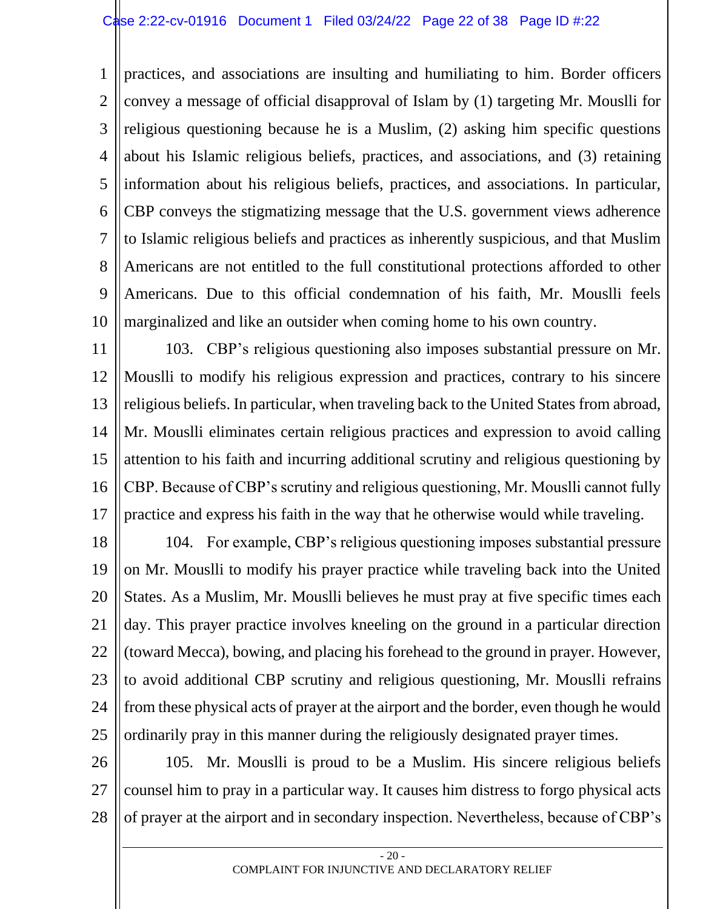practices, and associations are insulting and humiliating to him. Border officers convey a message of official disapproval of Islam by (1) targeting Mr. Mouslli for religious questioning because he is a Muslim, (2) asking him specific questions about his Islamic religious beliefs, practices, and associations, and (3) retaining information about his religious beliefs, practices, and associations. In particular, CBP conveys the stigmatizing message that the U.S. government views adherence to Islamic religious beliefs and practices as inherently suspicious, and that Muslim Americans are not entitled to the full constitutional protections afforded to other Americans. Due to this official condemnation of his faith, Mr. Mouslli feels marginalized and like an outsider when coming home to his own country.

103. CBP's religious questioning also imposes substantial pressure on Mr. Mouslli to modify his religious expression and practices, contrary to his sincere religious beliefs. In particular, when traveling back to the United States from abroad, Mr. Mouslli eliminates certain religious practices and expression to avoid calling attention to his faith and incurring additional scrutiny and religious questioning by CBP. Because of CBP's scrutiny and religious questioning, Mr. Mouslli cannot fully practice and express his faith in the way that he otherwise would while traveling.

104. For example, CBP's religious questioning imposes substantial pressure on Mr. Mouslli to modify his prayer practice while traveling back into the United States. As a Muslim, Mr. Mouslli believes he must pray at five specific times each day. This prayer practice involves kneeling on the ground in a particular direction (toward Mecca), bowing, and placing his forehead to the ground in prayer. However, to avoid additional CBP scrutiny and religious questioning, Mr. Mouslli refrains from these physical acts of prayer at the airport and the border, even though he would ordinarily pray in this manner during the religiously designated prayer times.

105. Mr. Mouslli is proud to be a Muslim. His sincere religious beliefs counsel him to pray in a particular way. It causes him distress to forgo physical acts of prayer at the airport and in secondary inspection. Nevertheless, because of CBP's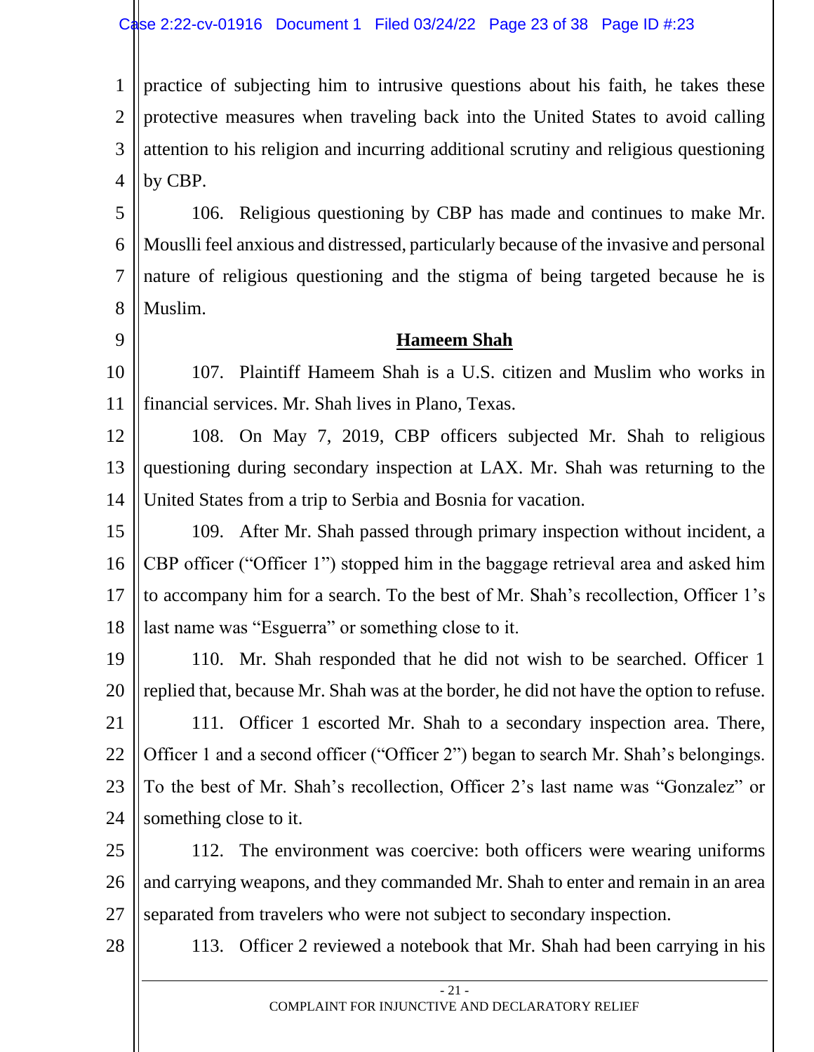practice of subjecting him to intrusive questions about his faith, he takes these protective measures when traveling back into the United States to avoid calling attention to his religion and incurring additional scrutiny and religious questioning by CBP.

106. Religious questioning by CBP has made and continues to make Mr. Mouslli feel anxious and distressed, particularly because of the invasive and personal nature of religious questioning and the stigma of being targeted because he is Muslim.

**Hameem Shah**

107. Plaintiff Hameem Shah is a U.S. citizen and Muslim who works in financial services. Mr. Shah lives in Plano, Texas.

108. On May 7, 2019, CBP officers subjected Mr. Shah to religious questioning during secondary inspection at LAX. Mr. Shah was returning to the United States from a trip to Serbia and Bosnia for vacation.

109. After Mr. Shah passed through primary inspection without incident, a CBP officer ("Officer 1") stopped him in the baggage retrieval area and asked him to accompany him for a search. To the best of Mr. Shah's recollection, Officer 1's last name was "Esguerra" or something close to it.

110. Mr. Shah responded that he did not wish to be searched. Officer 1 replied that, because Mr. Shah was at the border, he did not have the option to refuse.

111. Officer 1 escorted Mr. Shah to a secondary inspection area. There, Officer 1 and a second officer ("Officer 2") began to search Mr. Shah's belongings. To the best of Mr. Shah's recollection, Officer 2's last name was "Gonzalez" or something close to it.

112. The environment was coercive: both officers were wearing uniforms and carrying weapons, and they commanded Mr. Shah to enter and remain in an area separated from travelers who were not subject to secondary inspection.

113. Officer 2 reviewed a notebook that Mr. Shah had been carrying in his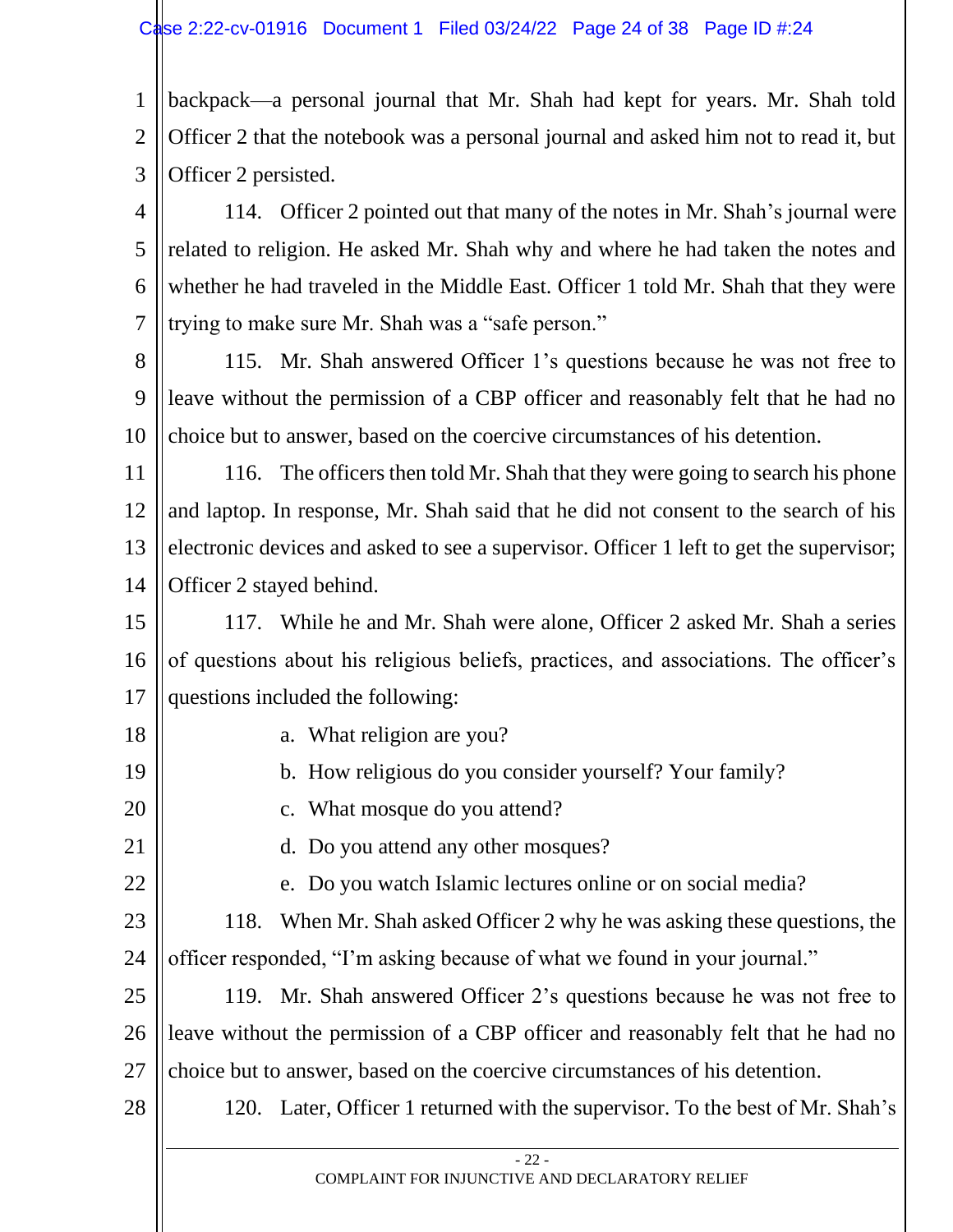backpack—a personal journal that Mr. Shah had kept for years. Mr. Shah told Officer 2 that the notebook was a personal journal and asked him not to read it, but Officer 2 persisted.

114. Officer 2 pointed out that many of the notes in Mr. Shah's journal were related to religion. He asked Mr. Shah why and where he had taken the notes and whether he had traveled in the Middle East. Officer 1 told Mr. Shah that they were trying to make sure Mr. Shah was a "safe person."

115. Mr. Shah answered Officer 1's questions because he was not free to leave without the permission of a CBP officer and reasonably felt that he had no choice but to answer, based on the coercive circumstances of his detention.

116. The officers then told Mr. Shah that they were going to search his phone and laptop. In response, Mr. Shah said that he did not consent to the search of his electronic devices and asked to see a supervisor. Officer 1 left to get the supervisor; Officer 2 stayed behind.

117. While he and Mr. Shah were alone, Officer 2 asked Mr. Shah a series of questions about his religious beliefs, practices, and associations. The officer's questions included the following:

a. What religion are you?

b. How religious do you consider yourself? Your family?

c. What mosque do you attend?

d. Do you attend any other mosques?

e. Do you watch Islamic lectures online or on social media?

118. When Mr. Shah asked Officer 2 why he was asking these questions, the officer responded, "I'm asking because of what we found in your journal."

119. Mr. Shah answered Officer 2's questions because he was not free to leave without the permission of a CBP officer and reasonably felt that he had no choice but to answer, based on the coercive circumstances of his detention.

120. Later, Officer 1 returned with the supervisor. To the best of Mr. Shah's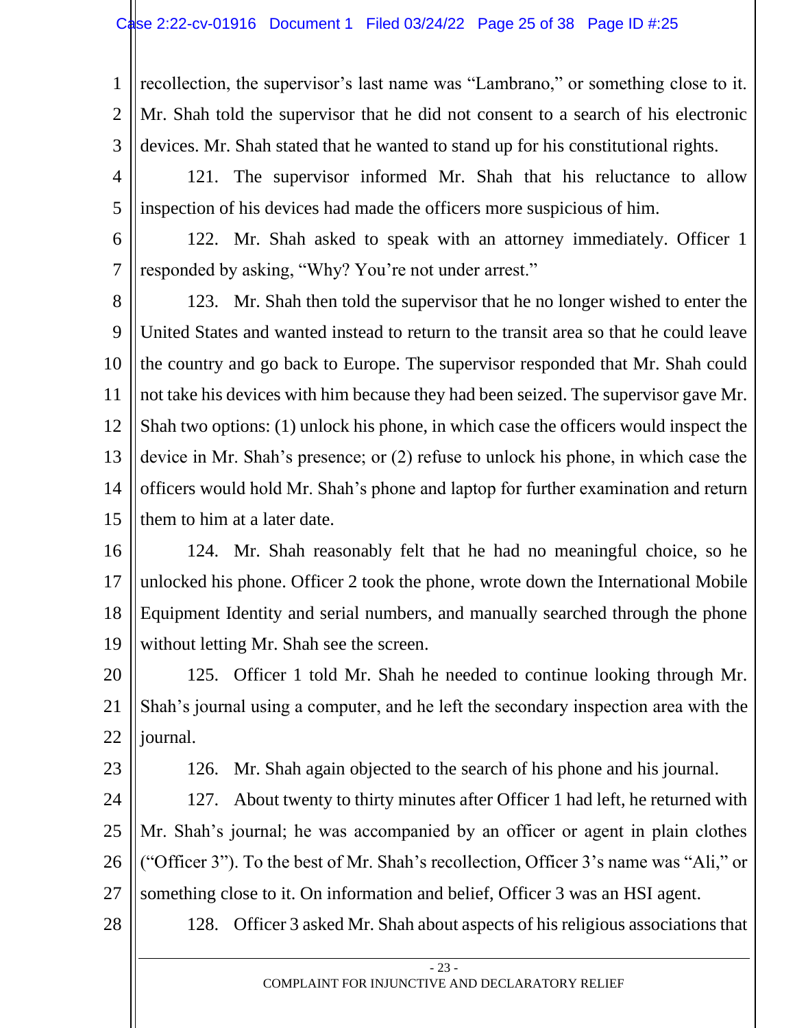recollection, the supervisor's last name was "Lambrano," or something close to it. Mr. Shah told the supervisor that he did not consent to a search of his electronic devices. Mr. Shah stated that he wanted to stand up for his constitutional rights.

121. The supervisor informed Mr. Shah that his reluctance to allow inspection of his devices had made the officers more suspicious of him.

122. Mr. Shah asked to speak with an attorney immediately. Officer 1 responded by asking, "Why? You're not under arrest."

123. Mr. Shah then told the supervisor that he no longer wished to enter the United States and wanted instead to return to the transit area so that he could leave the country and go back to Europe. The supervisor responded that Mr. Shah could not take his devices with him because they had been seized. The supervisor gave Mr. Shah two options: (1) unlock his phone, in which case the officers would inspect the device in Mr. Shah's presence; or (2) refuse to unlock his phone, in which case the officers would hold Mr. Shah's phone and laptop for further examination and return them to him at a later date.

124. Mr. Shah reasonably felt that he had no meaningful choice, so he unlocked his phone. Officer 2 took the phone, wrote down the International Mobile Equipment Identity and serial numbers, and manually searched through the phone without letting Mr. Shah see the screen.

125. Officer 1 told Mr. Shah he needed to continue looking through Mr. Shah's journal using a computer, and he left the secondary inspection area with the journal.

126. Mr. Shah again objected to the search of his phone and his journal.

127. About twenty to thirty minutes after Officer 1 had left, he returned with Mr. Shah's journal; he was accompanied by an officer or agent in plain clothes ("Officer 3"). To the best of Mr. Shah's recollection, Officer 3's name was "Ali," or something close to it. On information and belief, Officer 3 was an HSI agent.

128. Officer 3 asked Mr. Shah about aspects of his religious associations that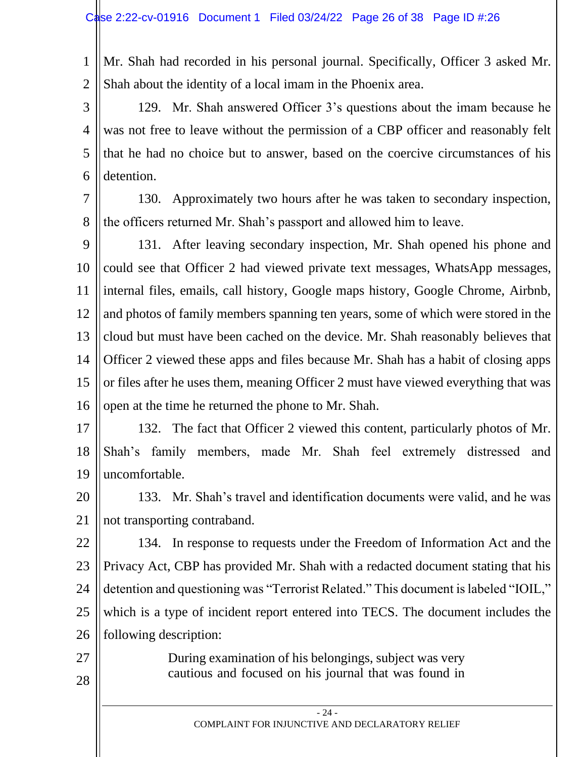Mr. Shah had recorded in his personal journal. Specifically, Officer 3 asked Mr. Shah about the identity of a local imam in the Phoenix area.

129. Mr. Shah answered Officer 3's questions about the imam because he was not free to leave without the permission of a CBP officer and reasonably felt that he had no choice but to answer, based on the coercive circumstances of his detention.

130. Approximately two hours after he was taken to secondary inspection, the officers returned Mr. Shah's passport and allowed him to leave.

131. After leaving secondary inspection, Mr. Shah opened his phone and could see that Officer 2 had viewed private text messages, WhatsApp messages, internal files, emails, call history, Google maps history, Google Chrome, Airbnb, and photos of family members spanning ten years, some of which were stored in the cloud but must have been cached on the device. Mr. Shah reasonably believes that Officer 2 viewed these apps and files because Mr. Shah has a habit of closing apps or files after he uses them, meaning Officer 2 must have viewed everything that was open at the time he returned the phone to Mr. Shah.

132. The fact that Officer 2 viewed this content, particularly photos of Mr. Shah's family members, made Mr. Shah feel extremely distressed and uncomfortable.

133. Mr. Shah's travel and identification documents were valid, and he was not transporting contraband.

134. In response to requests under the Freedom of Information Act and the Privacy Act, CBP has provided Mr. Shah with a redacted document stating that his detention and questioning was "Terrorist Related." This document is labeled "IOIL," which is a type of incident report entered into TECS. The document includes the following description:

> During examination of his belongings, subject was very cautious and focused on his journal that was found in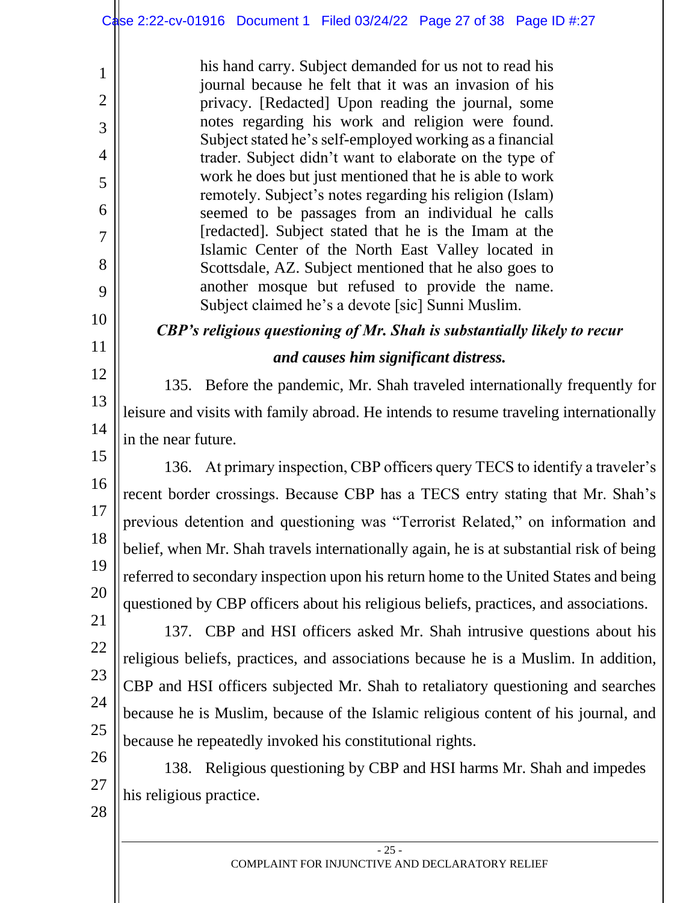> his hand carry. Subject demanded for us not to read his journal because he felt that it was an invasion of his privacy. [Redacted] Upon reading the journal, some notes regarding his work and religion were found. Subject stated he's self-employed working as a financial trader. Subject didn't want to elaborate on the type of work he does but just mentioned that he is able to work remotely. Subject's notes regarding his religion (Islam) seemed to be passages from an individual he calls [redacted]. Subject stated that he is the Imam at the Islamic Center of the North East Valley located in Scottsdale, AZ. Subject mentioned that he also goes to another mosque but refused to provide the name. Subject claimed he's a devote [sic] Sunni Muslim.

***CBP's religious questioning of Mr. Shah is substantially likely to recur and causes him significant distress.***

135. Before the pandemic, Mr. Shah traveled internationally frequently for leisure and visits with family abroad. He intends to resume traveling internationally in the near future.

136. At primary inspection, CBP officers query TECS to identify a traveler's recent border crossings. Because CBP has a TECS entry stating that Mr. Shah's previous detention and questioning was "Terrorist Related," on information and belief, when Mr. Shah travels internationally again, he is at substantial risk of being referred to secondary inspection upon his return home to the United States and being questioned by CBP officers about his religious beliefs, practices, and associations.

137. CBP and HSI officers asked Mr. Shah intrusive questions about his religious beliefs, practices, and associations because he is a Muslim. In addition, CBP and HSI officers subjected Mr. Shah to retaliatory questioning and searches because he is Muslim, because of the Islamic religious content of his journal, and because he repeatedly invoked his constitutional rights.

138. Religious questioning by CBP and HSI harms Mr. Shah and impedes his religious practice.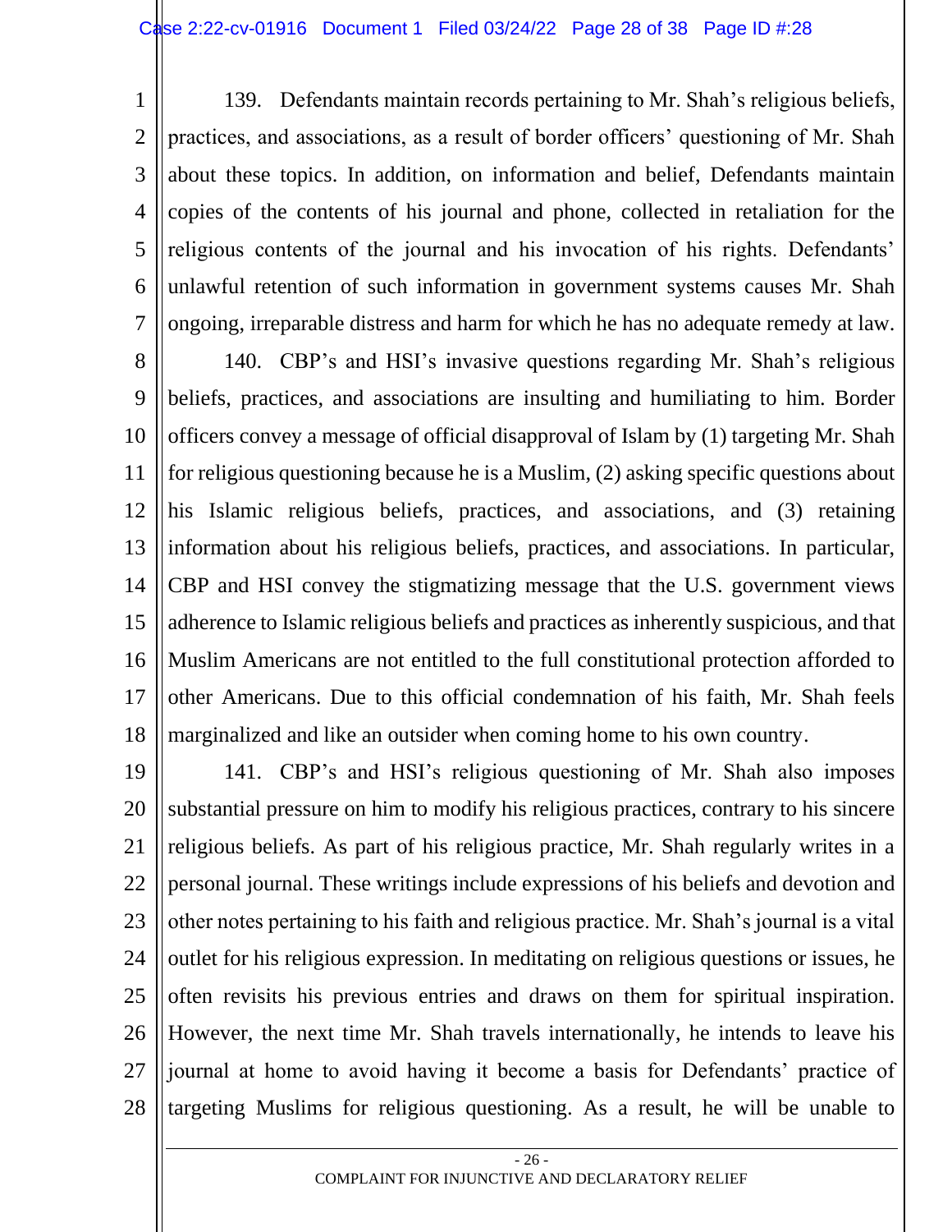139. Defendants maintain records pertaining to Mr. Shah's religious beliefs, practices, and associations, as a result of border officers' questioning of Mr. Shah about these topics. In addition, on information and belief, Defendants maintain copies of the contents of his journal and phone, collected in retaliation for the religious contents of the journal and his invocation of his rights. Defendants' unlawful retention of such information in government systems causes Mr. Shah ongoing, irreparable distress and harm for which he has no adequate remedy at law.

140. CBP's and HSI's invasive questions regarding Mr. Shah's religious beliefs, practices, and associations are insulting and humiliating to him. Border officers convey a message of official disapproval of Islam by (1) targeting Mr. Shah for religious questioning because he is a Muslim, (2) asking specific questions about his Islamic religious beliefs, practices, and associations, and (3) retaining information about his religious beliefs, practices, and associations. In particular, CBP and HSI convey the stigmatizing message that the U.S. government views adherence to Islamic religious beliefs and practices as inherently suspicious, and that Muslim Americans are not entitled to the full constitutional protection afforded to other Americans. Due to this official condemnation of his faith, Mr. Shah feels marginalized and like an outsider when coming home to his own country.

141. CBP's and HSI's religious questioning of Mr. Shah also imposes substantial pressure on him to modify his religious practices, contrary to his sincere religious beliefs. As part of his religious practice, Mr. Shah regularly writes in a personal journal. These writings include expressions of his beliefs and devotion and other notes pertaining to his faith and religious practice. Mr. Shah's journal is a vital outlet for his religious expression. In meditating on religious questions or issues, he often revisits his previous entries and draws on them for spiritual inspiration. However, the next time Mr. Shah travels internationally, he intends to leave his journal at home to avoid having it become a basis for Defendants' practice of targeting Muslims for religious questioning. As a result, he will be unable to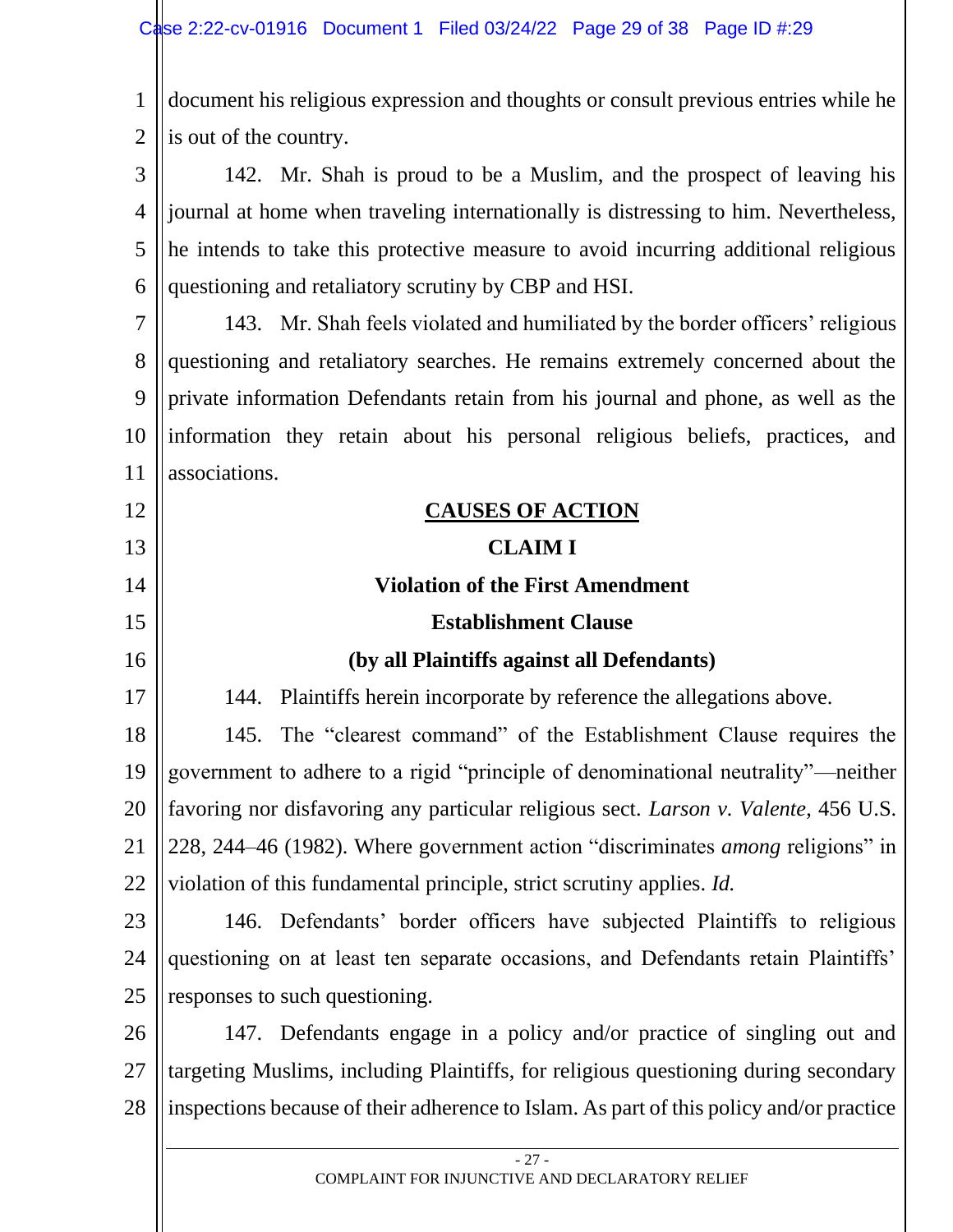document his religious expression and thoughts or consult previous entries while he is out of the country.

142. Mr. Shah is proud to be a Muslim, and the prospect of leaving his journal at home when traveling internationally is distressing to him. Nevertheless, he intends to take this protective measure to avoid incurring additional religious questioning and retaliatory scrutiny by CBP and HSI.

143. Mr. Shah feels violated and humiliated by the border officers' religious questioning and retaliatory searches. He remains extremely concerned about the private information Defendants retain from his journal and phone, as well as the information they retain about his personal religious beliefs, practices, and associations.

## CAUSES OF ACTION

### CLAIM I

### Violation of the First Amendment

### Establishment Clause

### (by all Plaintiffs against all Defendants)

144. Plaintiffs herein incorporate by reference the allegations above.

145. The "clearest command" of the Establishment Clause requires the government to adhere to a rigid "principle of denominational neutrality"—neither favoring nor disfavoring any particular religious sect. *Larson v. Valente*, 456 U.S. 228, 244–46 (1982). Where government action "discriminates *among* religions" in violation of this fundamental principle, strict scrutiny applies. *Id.*

146. Defendants' border officers have subjected Plaintiffs to religious questioning on at least ten separate occasions, and Defendants retain Plaintiffs' responses to such questioning.

147. Defendants engage in a policy and/or practice of singling out and targeting Muslims, including Plaintiffs, for religious questioning during secondary inspections because of their adherence to Islam. As part of this policy and/or practice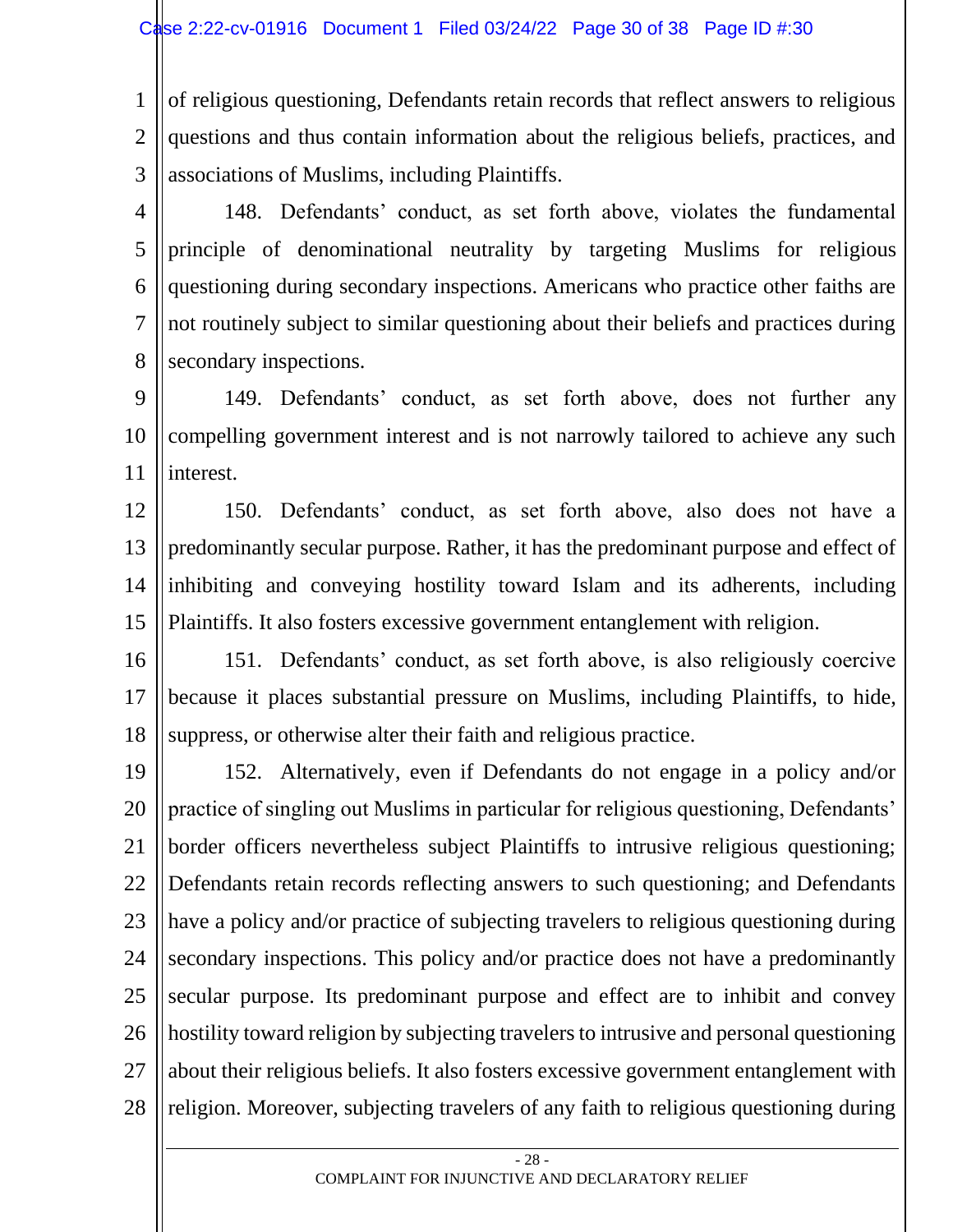of religious questioning, Defendants retain records that reflect answers to religious questions and thus contain information about the religious beliefs, practices, and associations of Muslims, including Plaintiffs.

148. Defendants' conduct, as set forth above, violates the fundamental principle of denominational neutrality by targeting Muslims for religious questioning during secondary inspections. Americans who practice other faiths are not routinely subject to similar questioning about their beliefs and practices during secondary inspections.

149. Defendants' conduct, as set forth above, does not further any compelling government interest and is not narrowly tailored to achieve any such interest.

150. Defendants' conduct, as set forth above, also does not have a predominantly secular purpose. Rather, it has the predominant purpose and effect of inhibiting and conveying hostility toward Islam and its adherents, including Plaintiffs. It also fosters excessive government entanglement with religion.

151. Defendants' conduct, as set forth above, is also religiously coercive because it places substantial pressure on Muslims, including Plaintiffs, to hide, suppress, or otherwise alter their faith and religious practice.

152. Alternatively, even if Defendants do not engage in a policy and/or practice of singling out Muslims in particular for religious questioning, Defendants' border officers nevertheless subject Plaintiffs to intrusive religious questioning; Defendants retain records reflecting answers to such questioning; and Defendants have a policy and/or practice of subjecting travelers to religious questioning during secondary inspections. This policy and/or practice does not have a predominantly secular purpose. Its predominant purpose and effect are to inhibit and convey hostility toward religion by subjecting travelers to intrusive and personal questioning about their religious beliefs. It also fosters excessive government entanglement with religion. Moreover, subjecting travelers of any faith to religious questioning during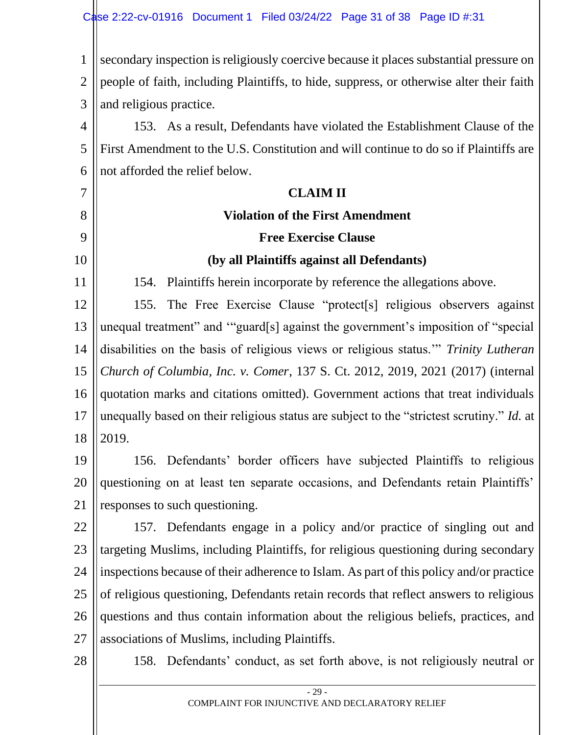secondary inspection is religiously coercive because it places substantial pressure on people of faith, including Plaintiffs, to hide, suppress, or otherwise alter their faith and religious practice.

153. As a result, Defendants have violated the Establishment Clause of the First Amendment to the U.S. Constitution and will continue to do so if Plaintiffs are not afforded the relief below.

**CLAIM II**

**Violation of the First Amendment**

**Free Exercise Clause**

**(by all Plaintiffs against all Defendants)**

154. Plaintiffs herein incorporate by reference the allegations above.

155. The Free Exercise Clause "protect[s] religious observers against unequal treatment" and '"guard[s] against the government's imposition of "special disabilities on the basis of religious views or religious status."' *Trinity Lutheran Church of Columbia, Inc. v. Comer*, 137 S. Ct. 2012, 2019, 2021 (2017) (internal quotation marks and citations omitted). Government actions that treat individuals unequally based on their religious status are subject to the "strictest scrutiny." *Id.* at 2019.

156. Defendants' border officers have subjected Plaintiffs to religious questioning on at least ten separate occasions, and Defendants retain Plaintiffs' responses to such questioning.

157. Defendants engage in a policy and/or practice of singling out and targeting Muslims, including Plaintiffs, for religious questioning during secondary inspections because of their adherence to Islam. As part of this policy and/or practice of religious questioning, Defendants retain records that reflect answers to religious questions and thus contain information about the religious beliefs, practices, and associations of Muslims, including Plaintiffs.

158. Defendants' conduct, as set forth above, is not religiously neutral or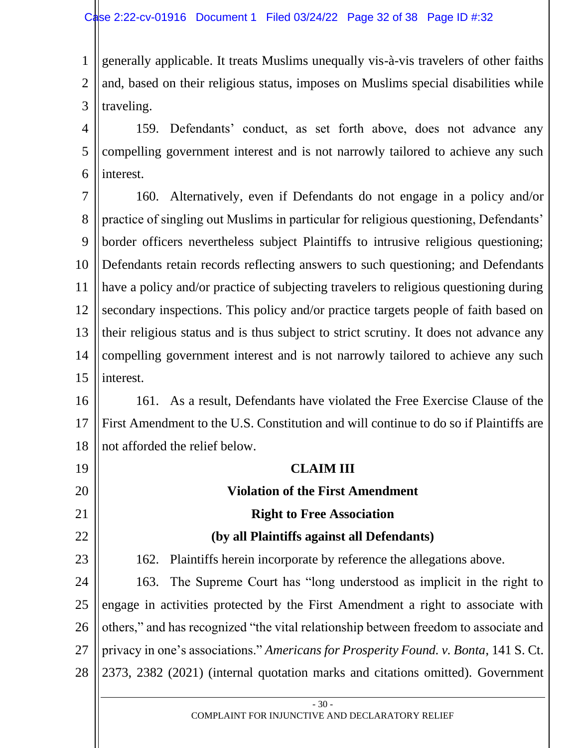generally applicable. It treats Muslims unequally vis-à-vis travelers of other faiths and, based on their religious status, imposes on Muslims special disabilities while traveling.

159. Defendants' conduct, as set forth above, does not advance any compelling government interest and is not narrowly tailored to achieve any such interest.

160. Alternatively, even if Defendants do not engage in a policy and/or practice of singling out Muslims in particular for religious questioning, Defendants' border officers nevertheless subject Plaintiffs to intrusive religious questioning; Defendants retain records reflecting answers to such questioning; and Defendants have a policy and/or practice of subjecting travelers to religious questioning during secondary inspections. This policy and/or practice targets people of faith based on their religious status and is thus subject to strict scrutiny. It does not advance any compelling government interest and is not narrowly tailored to achieve any such interest.

161. As a result, Defendants have violated the Free Exercise Clause of the First Amendment to the U.S. Constitution and will continue to do so if Plaintiffs are not afforded the relief below.

**CLAIM III**

**Violation of the First Amendment**

**Right to Free Association**

**(by all Plaintiffs against all Defendants)**

162. Plaintiffs herein incorporate by reference the allegations above.

163. The Supreme Court has "long understood as implicit in the right to engage in activities protected by the First Amendment a right to associate with others," and has recognized "the vital relationship between freedom to associate and privacy in one's associations." *Americans for Prosperity Found. v. Bonta*, 141 S. Ct. 2373, 2382 (2021) (internal quotation marks and citations omitted). Government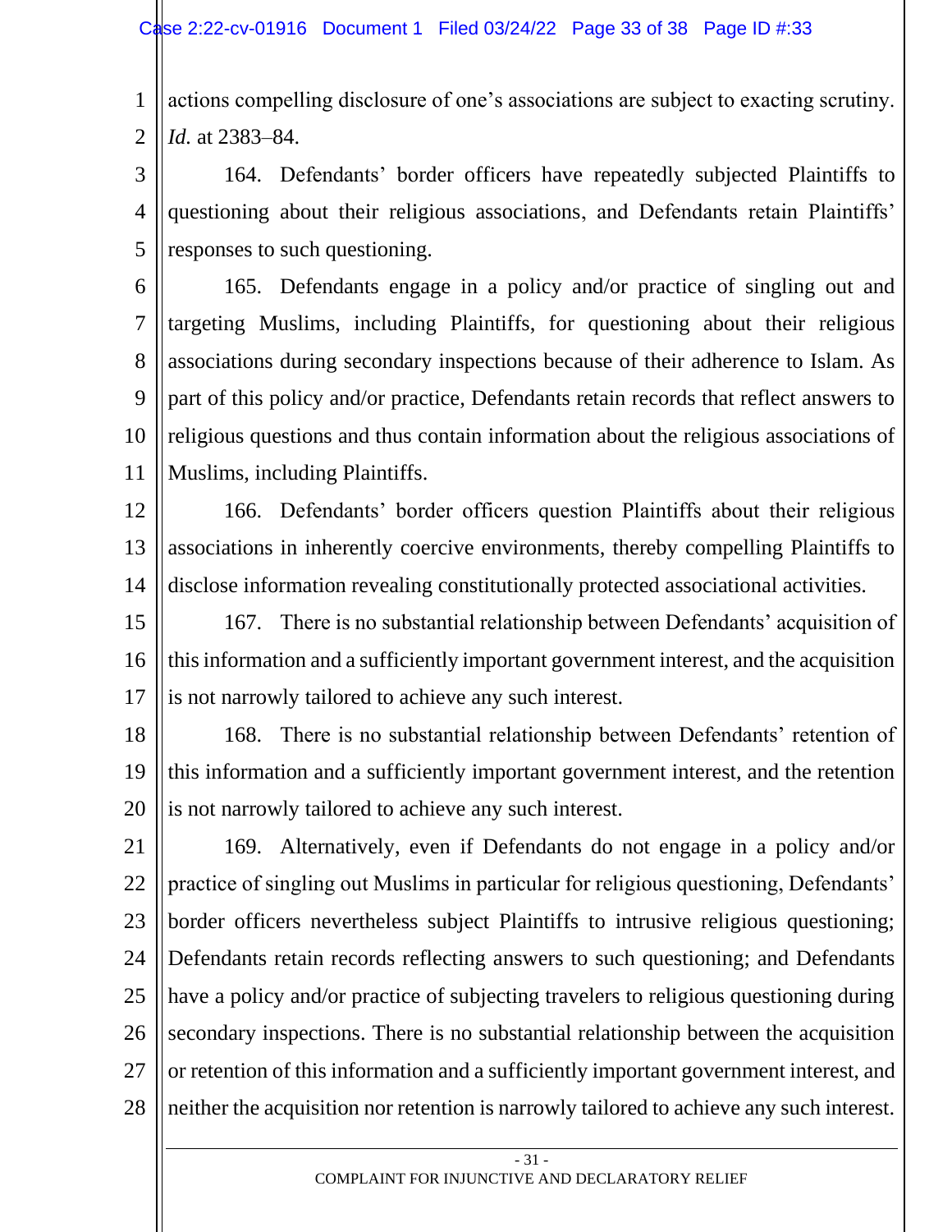actions compelling disclosure of one's associations are subject to exacting scrutiny. *Id.* at 2383–84.

164. Defendants' border officers have repeatedly subjected Plaintiffs to questioning about their religious associations, and Defendants retain Plaintiffs' responses to such questioning.

165. Defendants engage in a policy and/or practice of singling out and targeting Muslims, including Plaintiffs, for questioning about their religious associations during secondary inspections because of their adherence to Islam. As part of this policy and/or practice, Defendants retain records that reflect answers to religious questions and thus contain information about the religious associations of Muslims, including Plaintiffs.

166. Defendants' border officers question Plaintiffs about their religious associations in inherently coercive environments, thereby compelling Plaintiffs to disclose information revealing constitutionally protected associational activities.

167. There is no substantial relationship between Defendants' acquisition of this information and a sufficiently important government interest, and the acquisition is not narrowly tailored to achieve any such interest.

168. There is no substantial relationship between Defendants' retention of this information and a sufficiently important government interest, and the retention is not narrowly tailored to achieve any such interest.

169. Alternatively, even if Defendants do not engage in a policy and/or practice of singling out Muslims in particular for religious questioning, Defendants' border officers nevertheless subject Plaintiffs to intrusive religious questioning; Defendants retain records reflecting answers to such questioning; and Defendants have a policy and/or practice of subjecting travelers to religious questioning during secondary inspections. There is no substantial relationship between the acquisition or retention of this information and a sufficiently important government interest, and neither the acquisition nor retention is narrowly tailored to achieve any such interest.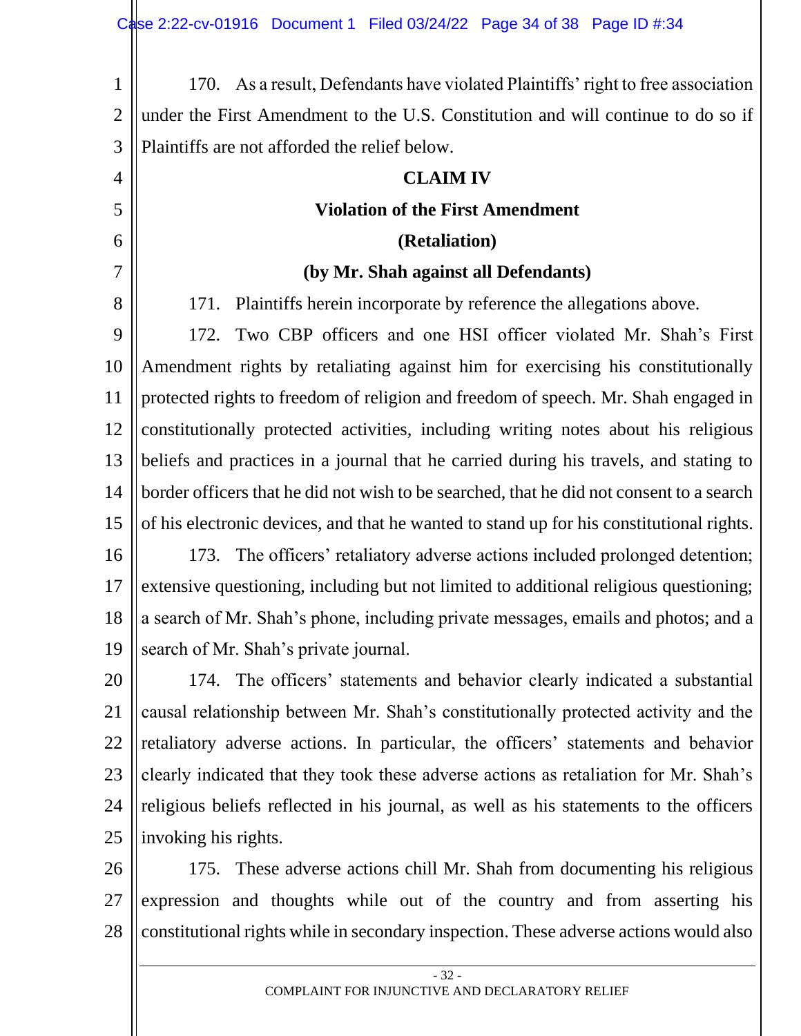170. As a result, Defendants have violated Plaintiffs' right to free association under the First Amendment to the U.S. Constitution and will continue to do so if Plaintiffs are not afforded the relief below.

**CLAIM IV**

**Violation of the First Amendment**

**(Retaliation)**

**(by Mr. Shah against all Defendants)**

171. Plaintiffs herein incorporate by reference the allegations above.

172. Two CBP officers and one HSI officer violated Mr. Shah's First Amendment rights by retaliating against him for exercising his constitutionally protected rights to freedom of religion and freedom of speech. Mr. Shah engaged in constitutionally protected activities, including writing notes about his religious beliefs and practices in a journal that he carried during his travels, and stating to border officers that he did not wish to be searched, that he did not consent to a search of his electronic devices, and that he wanted to stand up for his constitutional rights.

173. The officers' retaliatory adverse actions included prolonged detention; extensive questioning, including but not limited to additional religious questioning; a search of Mr. Shah's phone, including private messages, emails and photos; and a search of Mr. Shah's private journal.

174. The officers' statements and behavior clearly indicated a substantial causal relationship between Mr. Shah's constitutionally protected activity and the retaliatory adverse actions. In particular, the officers' statements and behavior clearly indicated that they took these adverse actions as retaliation for Mr. Shah's religious beliefs reflected in his journal, as well as his statements to the officers invoking his rights.

175. These adverse actions chill Mr. Shah from documenting his religious expression and thoughts while out of the country and from asserting his constitutional rights while in secondary inspection. These adverse actions would also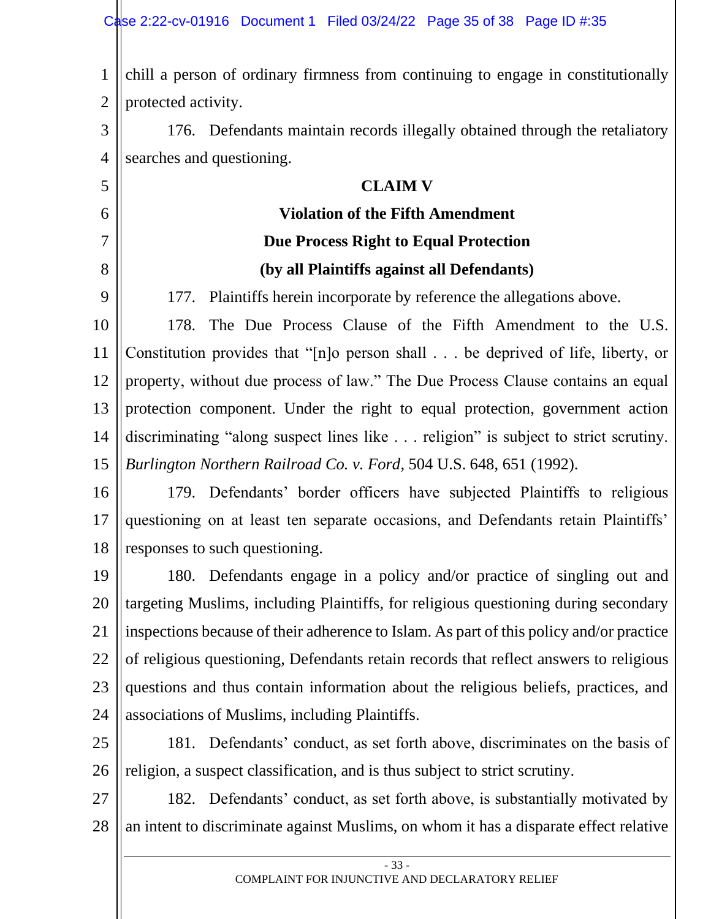chill a person of ordinary firmness from continuing to engage in constitutionally protected activity.

176. Defendants maintain records illegally obtained through the retaliatory searches and questioning.

**CLAIM V**

**Violation of the Fifth Amendment**

**Due Process Right to Equal Protection**

**(by all Plaintiffs against all Defendants)**

177. Plaintiffs herein incorporate by reference the allegations above.

178. The Due Process Clause of the Fifth Amendment to the U.S. Constitution provides that "[n]o person shall . . . be deprived of life, liberty, or property, without due process of law." The Due Process Clause contains an equal protection component. Under the right to equal protection, government action discriminating "along suspect lines like . . . religion" is subject to strict scrutiny. *Burlington Northern Railroad Co. v. Ford*, 504 U.S. 648, 651 (1992).

179. Defendants' border officers have subjected Plaintiffs to religious questioning on at least ten separate occasions, and Defendants retain Plaintiffs' responses to such questioning.

180. Defendants engage in a policy and/or practice of singling out and targeting Muslims, including Plaintiffs, for religious questioning during secondary inspections because of their adherence to Islam. As part of this policy and/or practice of religious questioning, Defendants retain records that reflect answers to religious questions and thus contain information about the religious beliefs, practices, and associations of Muslims, including Plaintiffs.

181. Defendants' conduct, as set forth above, discriminates on the basis of religion, a suspect classification, and is thus subject to strict scrutiny.

182. Defendants' conduct, as set forth above, is substantially motivated by an intent to discriminate against Muslims, on whom it has a disparate effect relative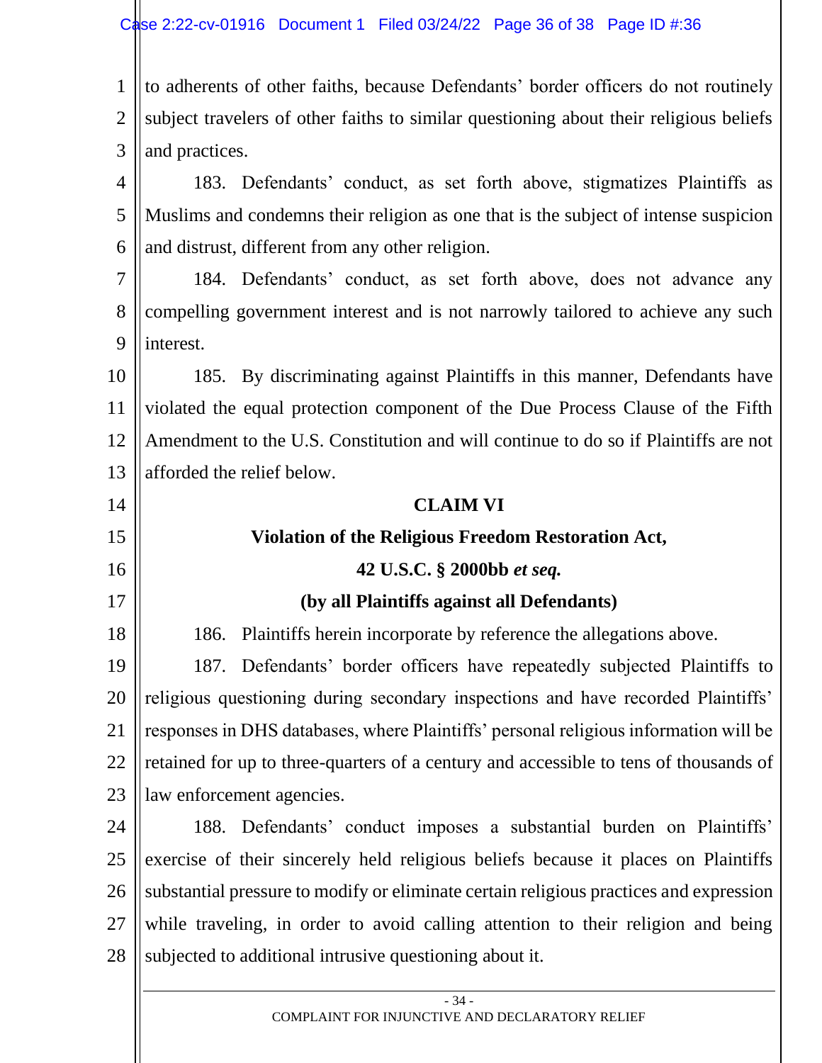to adherents of other faiths, because Defendants' border officers do not routinely subject travelers of other faiths to similar questioning about their religious beliefs and practices.

183. Defendants' conduct, as set forth above, stigmatizes Plaintiffs as Muslims and condemns their religion as one that is the subject of intense suspicion and distrust, different from any other religion.

184. Defendants' conduct, as set forth above, does not advance any compelling government interest and is not narrowly tailored to achieve any such interest.

185. By discriminating against Plaintiffs in this manner, Defendants have violated the equal protection component of the Due Process Clause of the Fifth Amendment to the U.S. Constitution and will continue to do so if Plaintiffs are not afforded the relief below.

**CLAIM VI**

**Violation of the Religious Freedom Restoration Act,**

**42 U.S.C. § 2000bb *et seq.***

**(by all Plaintiffs against all Defendants)**

186. Plaintiffs herein incorporate by reference the allegations above.

187. Defendants' border officers have repeatedly subjected Plaintiffs to religious questioning during secondary inspections and have recorded Plaintiffs' responses in DHS databases, where Plaintiffs' personal religious information will be retained for up to three-quarters of a century and accessible to tens of thousands of law enforcement agencies.

188. Defendants' conduct imposes a substantial burden on Plaintiffs' exercise of their sincerely held religious beliefs because it places on Plaintiffs substantial pressure to modify or eliminate certain religious practices and expression while traveling, in order to avoid calling attention to their religion and being subjected to additional intrusive questioning about it.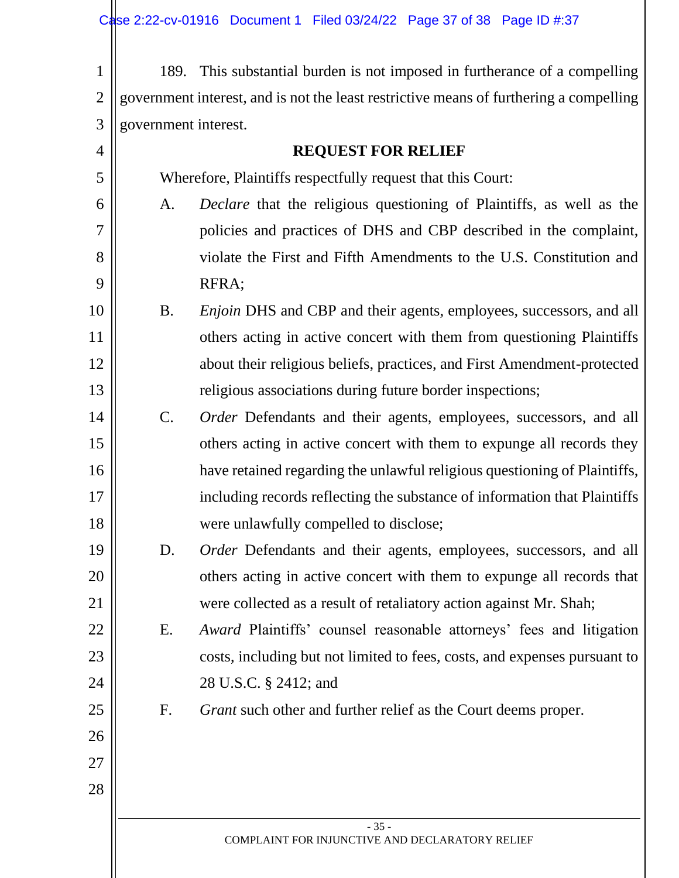189. This substantial burden is not imposed in furtherance of a compelling government interest, and is not the least restrictive means of furthering a compelling government interest.

## REQUEST FOR RELIEF

Wherefore, Plaintiffs respectfully request that this Court:

A. *Declare* that the religious questioning of Plaintiffs, as well as the policies and practices of DHS and CBP described in the complaint, violate the First and Fifth Amendments to the U.S. Constitution and RFRA;

B. *Enjoin* DHS and CBP and their agents, employees, successors, and all others acting in active concert with them from questioning Plaintiffs about their religious beliefs, practices, and First Amendment-protected religious associations during future border inspections;

C. *Order* Defendants and their agents, employees, successors, and all others acting in active concert with them to expunge all records they have retained regarding the unlawful religious questioning of Plaintiffs, including records reflecting the substance of information that Plaintiffs were unlawfully compelled to disclose;

D. *Order* Defendants and their agents, employees, successors, and all others acting in active concert with them to expunge all records that were collected as a result of retaliatory action against Mr. Shah;

E. *Award* Plaintiffs' counsel reasonable attorneys' fees and litigation costs, including but not limited to fees, costs, and expenses pursuant to 28 U.S.C. § 2412; and

F. *Grant* such other and further relief as the Court deems proper.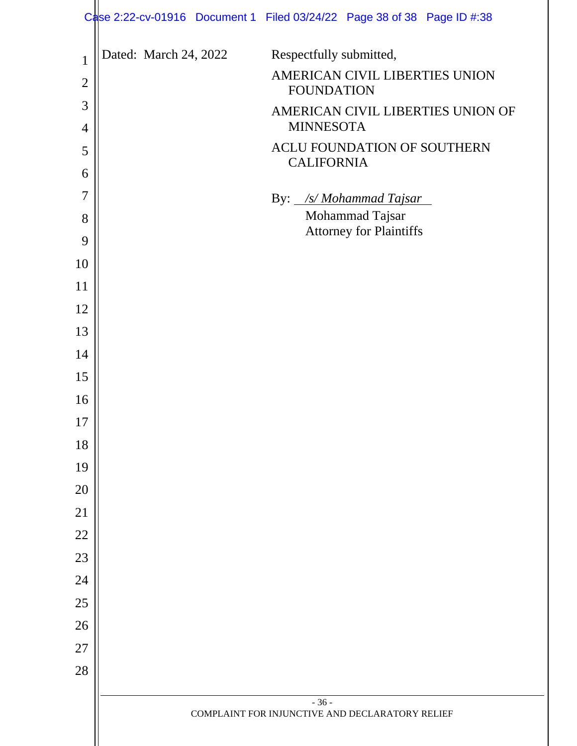Dated: March 24, 2022

Respectfully submitted,

AMERICAN CIVIL LIBERTIES UNION FOUNDATION

AMERICAN CIVIL LIBERTIES UNION OF MINNESOTA

ACLU FOUNDATION OF SOUTHERN CALIFORNIA

By: */s/ Mohammad Tajsar*
Mohammad Tajsar
Attorney for Plaintiffs